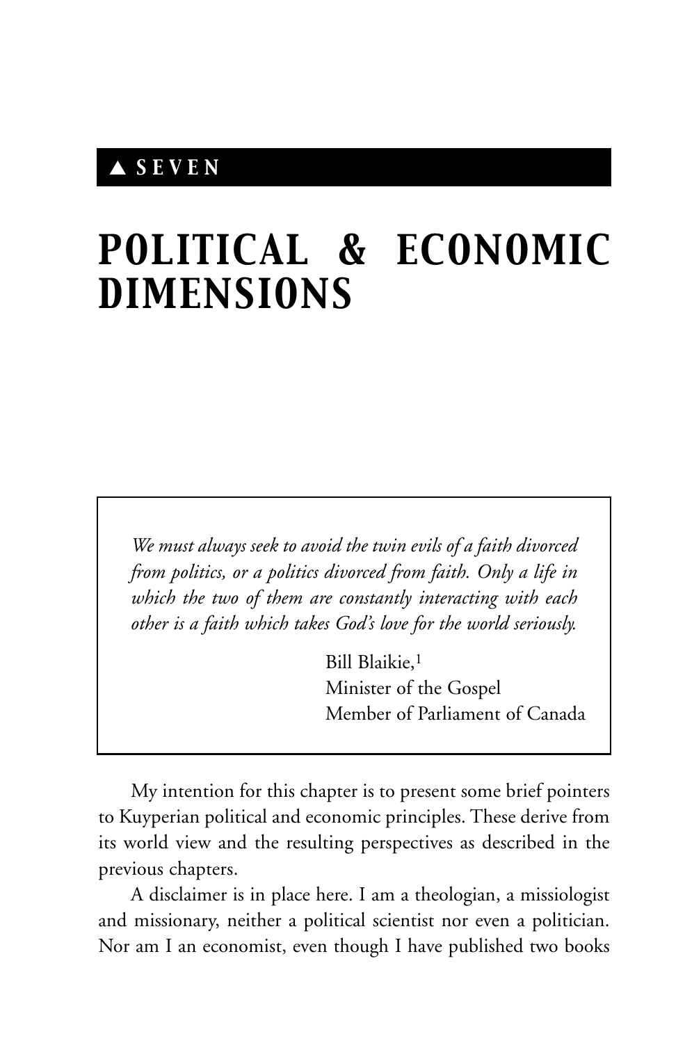▲ SEVEN

# POLITICAL & ECONOMIC DIMENSIONS

> *We must always seek to avoid the twin evils of a faith divorced from politics, or a politics divorced from faith. Only a life in which the two of them are constantly interacting with each other is a faith which takes God's love for the world seriously.*
>
> Bill Blaikie,[1]
> Minister of the Gospel
> Member of Parliament of Canada

My intention for this chapter is to present some brief pointers to Kuyperian political and economic principles. These derive from its world view and the resulting perspectives as described in the previous chapters.

A disclaimer is in place here. I am a theologian, a missiologist and missionary, neither a political scientist nor even a politician. Nor am I an economist, even though I have published two books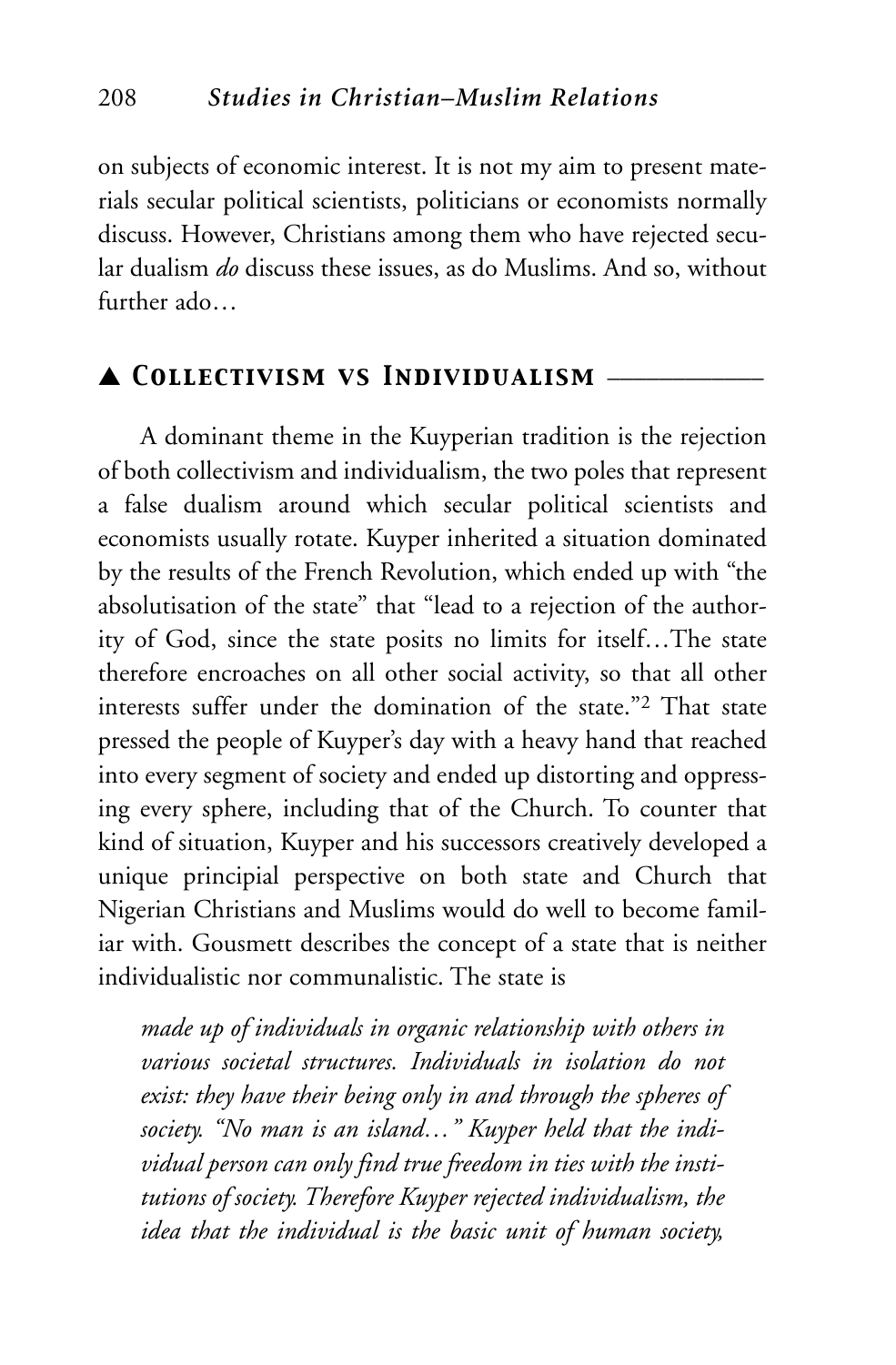on subjects of economic interest. It is not my aim to present materials secular political scientists, politicians or economists normally discuss. However, Christians among them who have rejected secular dualism *do* discuss these issues, as do Muslims. And so, without further ado…

## ▲ Collectivism vs Individualism

A dominant theme in the Kuyperian tradition is the rejection of both collectivism and individualism, the two poles that represent a false dualism around which secular political scientists and economists usually rotate. Kuyper inherited a situation dominated by the results of the French Revolution, which ended up with "the absolutisation of the state" that "lead to a rejection of the authority of God, since the state posits no limits for itself…The state therefore encroaches on all other social activity, so that all other interests suffer under the domination of the state."[2] That state pressed the people of Kuyper's day with a heavy hand that reached into every segment of society and ended up distorting and oppressing every sphere, including that of the Church. To counter that kind of situation, Kuyper and his successors creatively developed a unique principial perspective on both state and Church that Nigerian Christians and Muslims would do well to become familiar with. Gousmett describes the concept of a state that is neither individualistic nor communalistic. The state is

> *made up of individuals in organic relationship with others in various societal structures. Individuals in isolation do not exist: they have their being only in and through the spheres of society. "No man is an island…" Kuyper held that the individual person can only find true freedom in ties with the institutions of society. Therefore Kuyper rejected individualism, the idea that the individual is the basic unit of human society,*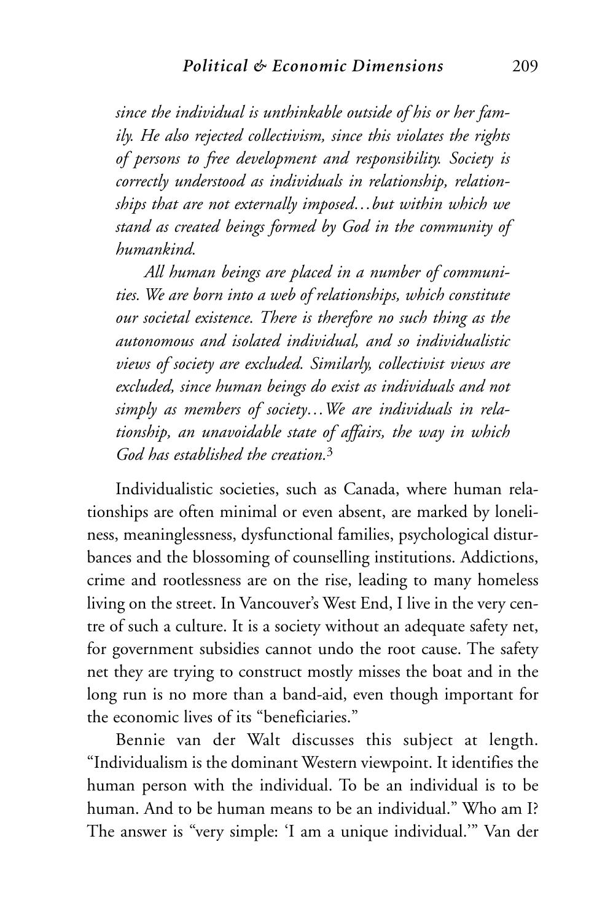*since the individual is unthinkable outside of his or her family. He also rejected collectivism, since this violates the rights of persons to free development and responsibility. Society is correctly understood as individuals in relationship, relationships that are not externally imposed…but within which we stand as created beings formed by God in the community of humankind.*

*All human beings are placed in a number of communities. We are born into a web of relationships, which constitute our societal existence. There is therefore no such thing as the autonomous and isolated individual, and so individualistic views of society are excluded. Similarly, collectivist views are excluded, since human beings do exist as individuals and not simply as members of society…We are individuals in relationship, an unavoidable state of affairs, the way in which God has established the creation.*[3]

Individualistic societies, such as Canada, where human relationships are often minimal or even absent, are marked by loneliness, meaninglessness, dysfunctional families, psychological disturbances and the blossoming of counselling institutions. Addictions, crime and rootlessness are on the rise, leading to many homeless living on the street. In Vancouver's West End, I live in the very centre of such a culture. It is a society without an adequate safety net, for government subsidies cannot undo the root cause. The safety net they are trying to construct mostly misses the boat and in the long run is no more than a band-aid, even though important for the economic lives of its "beneficiaries."

Bennie van der Walt discusses this subject at length. "Individualism is the dominant Western viewpoint. It identifies the human person with the individual. To be an individual is to be human. And to be human means to be an individual." Who am I? The answer is "very simple: 'I am a unique individual.'" Van der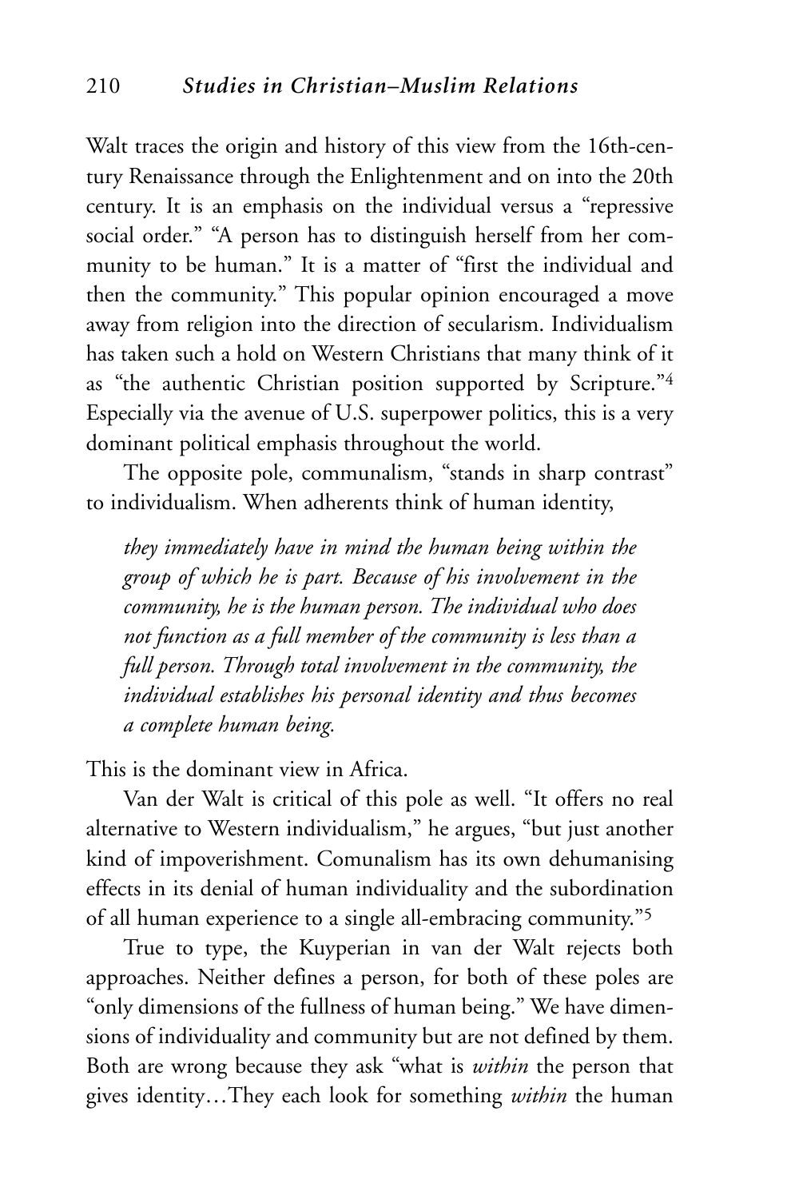Walt traces the origin and history of this view from the 16th-century Renaissance through the Enlightenment and on into the 20th century. It is an emphasis on the individual versus a "repressive social order." "A person has to distinguish herself from her community to be human." It is a matter of "first the individual and then the community." This popular opinion encouraged a move away from religion into the direction of secularism. Individualism has taken such a hold on Western Christians that many think of it as "the authentic Christian position supported by Scripture."[4] Especially via the avenue of U.S. superpower politics, this is a very dominant political emphasis throughout the world.

The opposite pole, communalism, "stands in sharp contrast" to individualism. When adherents think of human identity,

> *they immediately have in mind the human being within the group of which he is part. Because of his involvement in the community, he is the human person. The individual who does not function as a full member of the community is less than a full person. Through total involvement in the community, the individual establishes his personal identity and thus becomes a complete human being.*

This is the dominant view in Africa.

Van der Walt is critical of this pole as well. "It offers no real alternative to Western individualism," he argues, "but just another kind of impoverishment. Comunalism has its own dehumanising effects in its denial of human individuality and the subordination of all human experience to a single all-embracing community."[5]

True to type, the Kuyperian in van der Walt rejects both approaches. Neither defines a person, for both of these poles are "only dimensions of the fullness of human being." We have dimensions of individuality and community but are not defined by them. Both are wrong because they ask "what is *within* the person that gives identity…They each look for something *within* the human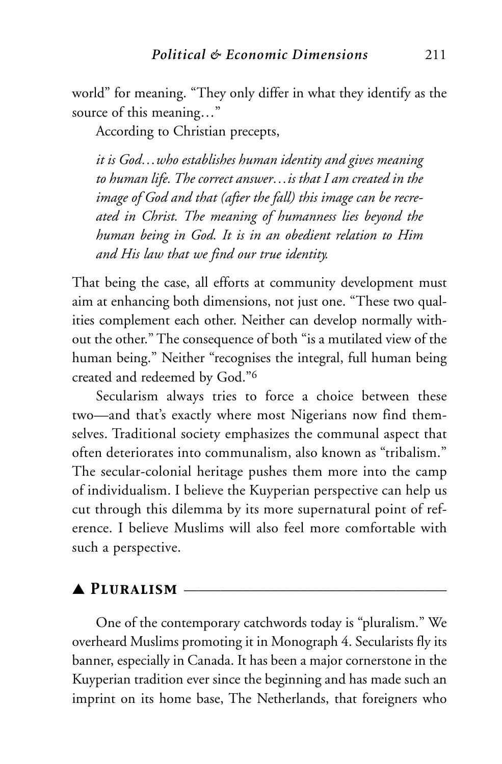world" for meaning. "They only differ in what they identify as the source of this meaning…"

According to Christian precepts,

> *it is God…who establishes human identity and gives meaning to human life. The correct answer…is that I am created in the image of God and that (after the fall) this image can be recreated in Christ. The meaning of humanness lies beyond the human being in God. It is in an obedient relation to Him and His law that we find our true identity.*

That being the case, all efforts at community development must aim at enhancing both dimensions, not just one. "These two qualities complement each other. Neither can develop normally without the other." The consequence of both "is a mutilated view of the human being." Neither "recognises the integral, full human being created and redeemed by God."[6]

Secularism always tries to force a choice between these two—and that's exactly where most Nigerians now find themselves. Traditional society emphasizes the communal aspect that often deteriorates into communalism, also known as "tribalism." The secular-colonial heritage pushes them more into the camp of individualism. I believe the Kuyperian perspective can help us cut through this dilemma by its more supernatural point of reference. I believe Muslims will also feel more comfortable with such a perspective.

## ▲ Pluralism

One of the contemporary catchwords today is "pluralism." We overheard Muslims promoting it in Monograph 4. Secularists fly its banner, especially in Canada. It has been a major cornerstone in the Kuyperian tradition ever since the beginning and has made such an imprint on its home base, The Netherlands, that foreigners who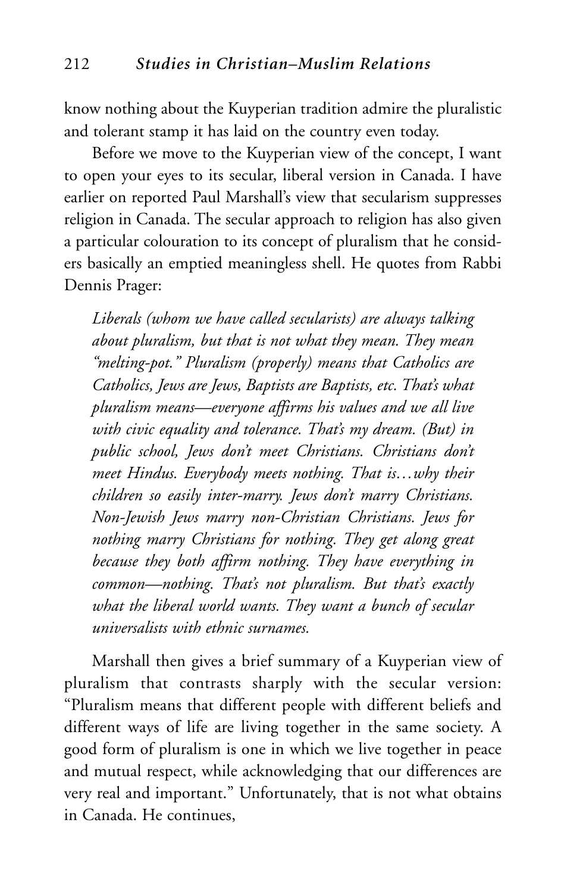know nothing about the Kuyperian tradition admire the pluralistic and tolerant stamp it has laid on the country even today.

Before we move to the Kuyperian view of the concept, I want to open your eyes to its secular, liberal version in Canada. I have earlier on reported Paul Marshall's view that secularism suppresses religion in Canada. The secular approach to religion has also given a particular colouration to its concept of pluralism that he considers basically an emptied meaningless shell. He quotes from Rabbi Dennis Prager:

> *Liberals (whom we have called secularists) are always talking about pluralism, but that is not what they mean. They mean "melting-pot." Pluralism (properly) means that Catholics are Catholics, Jews are Jews, Baptists are Baptists, etc. That's what pluralism means—everyone affirms his values and we all live with civic equality and tolerance. That's my dream. (But) in public school, Jews don't meet Christians. Christians don't meet Hindus. Everybody meets nothing. That is…why their children so easily inter-marry. Jews don't marry Christians. Non-Jewish Jews marry non-Christian Christians. Jews for nothing marry Christians for nothing. They get along great because they both affirm nothing. They have everything in common—nothing. That's not pluralism. But that's exactly what the liberal world wants. They want a bunch of secular universalists with ethnic surnames.*

Marshall then gives a brief summary of a Kuyperian view of pluralism that contrasts sharply with the secular version: "Pluralism means that different people with different beliefs and different ways of life are living together in the same society. A good form of pluralism is one in which we live together in peace and mutual respect, while acknowledging that our differences are very real and important." Unfortunately, that is not what obtains in Canada. He continues,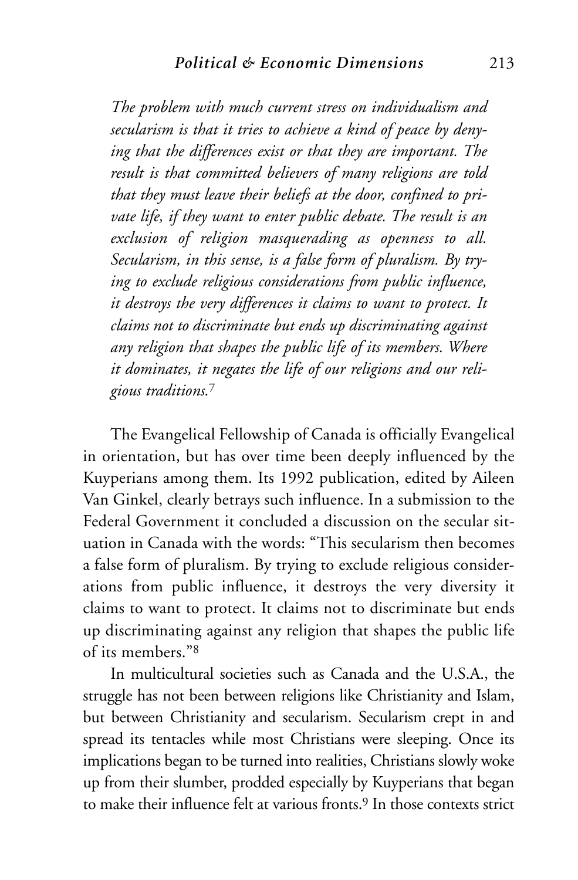*The problem with much current stress on individualism and secularism is that it tries to achieve a kind of peace by denying that the differences exist or that they are important. The result is that committed believers of many religions are told that they must leave their beliefs at the door, confined to private life, if they want to enter public debate. The result is an exclusion of religion masquerading as openness to all. Secularism, in this sense, is a false form of pluralism. By trying to exclude religious considerations from public influence, it destroys the very differences it claims to want to protect. It claims not to discriminate but ends up discriminating against any religion that shapes the public life of its members. Where it dominates, it negates the life of our religions and our religious traditions.*[7]

The Evangelical Fellowship of Canada is officially Evangelical in orientation, but has over time been deeply influenced by the Kuyperians among them. Its 1992 publication, edited by Aileen Van Ginkel, clearly betrays such influence. In a submission to the Federal Government it concluded a discussion on the secular situation in Canada with the words: "This secularism then becomes a false form of pluralism. By trying to exclude religious considerations from public influence, it destroys the very diversity it claims to want to protect. It claims not to discriminate but ends up discriminating against any religion that shapes the public life of its members."[8]

In multicultural societies such as Canada and the U.S.A., the struggle has not been between religions like Christianity and Islam, but between Christianity and secularism. Secularism crept in and spread its tentacles while most Christians were sleeping. Once its implications began to be turned into realities, Christians slowly woke up from their slumber, prodded especially by Kuyperians that began to make their influence felt at various fronts.[9] In those contexts strict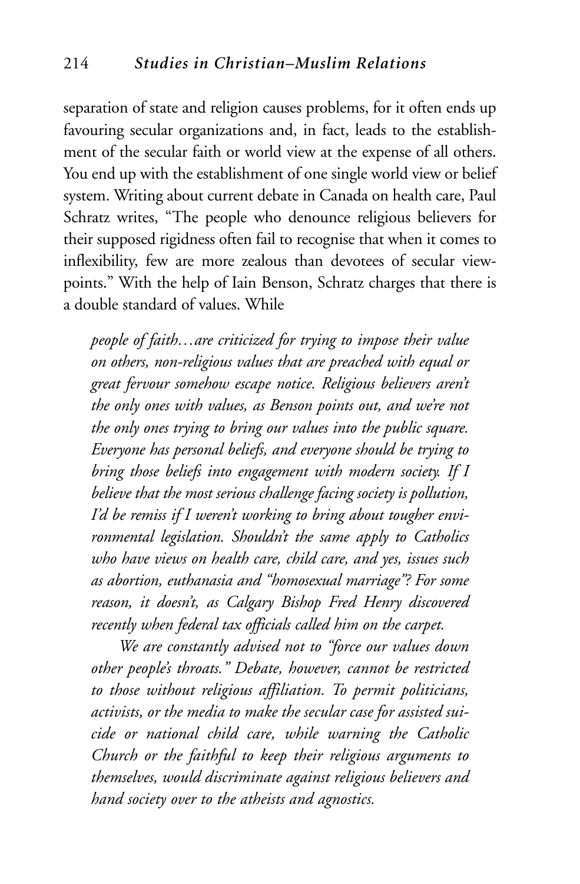separation of state and religion causes problems, for it often ends up favouring secular organizations and, in fact, leads to the establishment of the secular faith or world view at the expense of all others. You end up with the establishment of one single world view or belief system. Writing about current debate in Canada on health care, Paul Schratz writes, "The people who denounce religious believers for their supposed rigidness often fail to recognise that when it comes to inflexibility, few are more zealous than devotees of secular viewpoints." With the help of Iain Benson, Schratz charges that there is a double standard of values. While

> *people of faith…are criticized for trying to impose their value on others, non-religious values that are preached with equal or great fervour somehow escape notice. Religious believers aren't the only ones with values, as Benson points out, and we're not the only ones trying to bring our values into the public square. Everyone has personal beliefs, and everyone should be trying to bring those beliefs into engagement with modern society. If I believe that the most serious challenge facing society is pollution, I'd be remiss if I weren't working to bring about tougher environmental legislation. Shouldn't the same apply to Catholics who have views on health care, child care, and yes, issues such as abortion, euthanasia and "homosexual marriage"? For some reason, it doesn't, as Calgary Bishop Fred Henry discovered recently when federal tax officials called him on the carpet.*
>
> *We are constantly advised not to "force our values down other people's throats." Debate, however, cannot be restricted to those without religious affiliation. To permit politicians, activists, or the media to make the secular case for assisted suicide or national child care, while warning the Catholic Church or the faithful to keep their religious arguments to themselves, would discriminate against religious believers and hand society over to the atheists and agnostics.*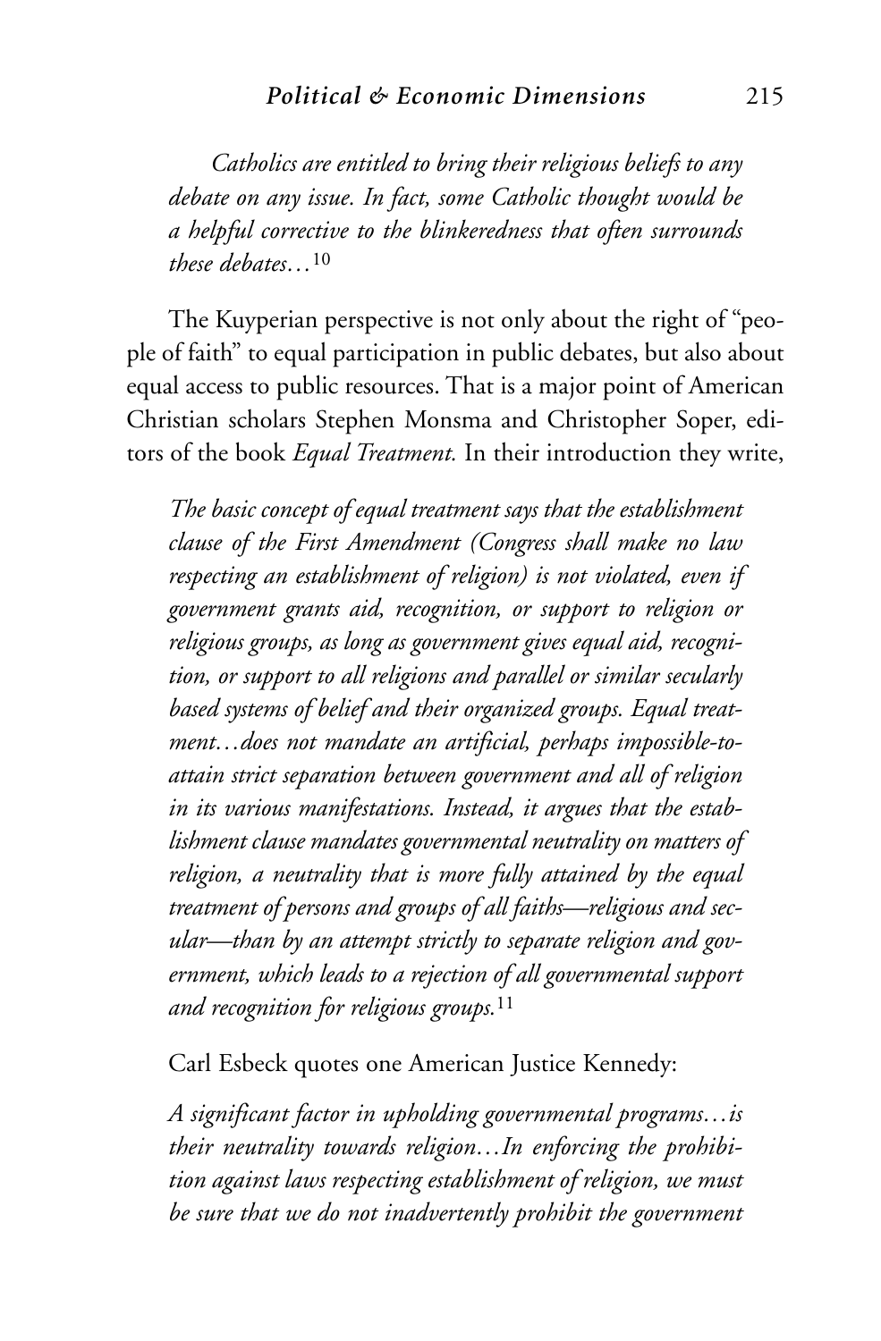*Catholics are entitled to bring their religious beliefs to any debate on any issue. In fact, some Catholic thought would be a helpful corrective to the blinkeredness that often surrounds these debates…*[10]

The Kuyperian perspective is not only about the right of "people of faith" to equal participation in public debates, but also about equal access to public resources. That is a major point of American Christian scholars Stephen Monsma and Christopher Soper, editors of the book *Equal Treatment.* In their introduction they write,

*The basic concept of equal treatment says that the establishment clause of the First Amendment (Congress shall make no law respecting an establishment of religion) is not violated, even if government grants aid, recognition, or support to religion or religious groups, as long as government gives equal aid, recognition, or support to all religions and parallel or similar secularly based systems of belief and their organized groups. Equal treatment…does not mandate an artificial, perhaps impossible-to-attain strict separation between government and all of religion in its various manifestations. Instead, it argues that the establishment clause mandates governmental neutrality on matters of religion, a neutrality that is more fully attained by the equal treatment of persons and groups of all faiths—religious and secular—than by an attempt strictly to separate religion and government, which leads to a rejection of all governmental support and recognition for religious groups.*[11]

Carl Esbeck quotes one American Justice Kennedy:

*A significant factor in upholding governmental programs…is their neutrality towards religion…In enforcing the prohibition against laws respecting establishment of religion, we must be sure that we do not inadvertently prohibit the government*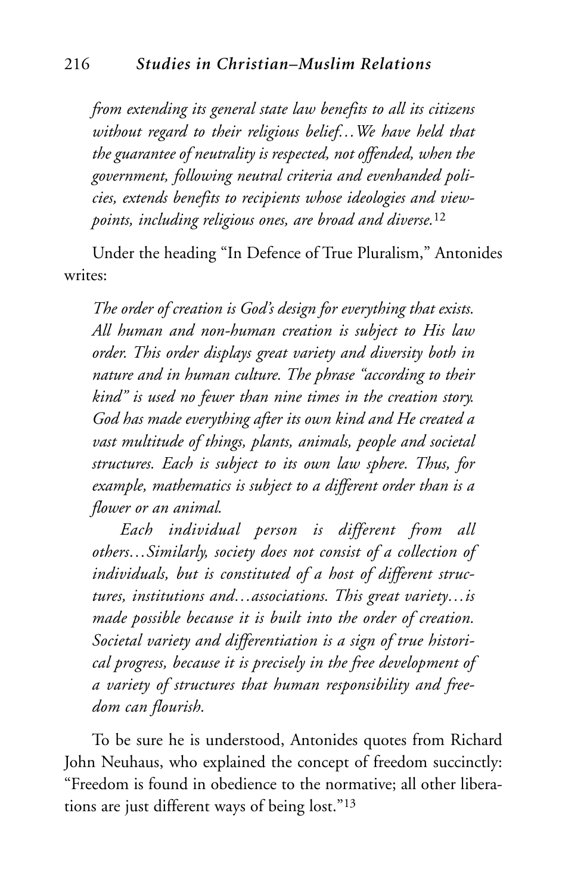*from extending its general state law benefits to all its citizens without regard to their religious belief…We have held that the guarantee of neutrality is respected, not offended, when the government, following neutral criteria and evenhanded policies, extends benefits to recipients whose ideologies and viewpoints, including religious ones, are broad and diverse.*[12]

Under the heading "In Defence of True Pluralism," Antonides writes:

*The order of creation is God's design for everything that exists. All human and non-human creation is subject to His law order. This order displays great variety and diversity both in nature and in human culture. The phrase "according to their kind" is used no fewer than nine times in the creation story. God has made everything after its own kind and He created a vast multitude of things, plants, animals, people and societal structures. Each is subject to its own law sphere. Thus, for example, mathematics is subject to a different order than is a flower or an animal.*

*Each individual person is different from all others…Similarly, society does not consist of a collection of individuals, but is constituted of a host of different structures, institutions and…associations. This great variety…is made possible because it is built into the order of creation. Societal variety and differentiation is a sign of true historical progress, because it is precisely in the free development of a variety of structures that human responsibility and freedom can flourish.*

To be sure he is understood, Antonides quotes from Richard John Neuhaus, who explained the concept of freedom succinctly: "Freedom is found in obedience to the normative; all other liberations are just different ways of being lost."[13]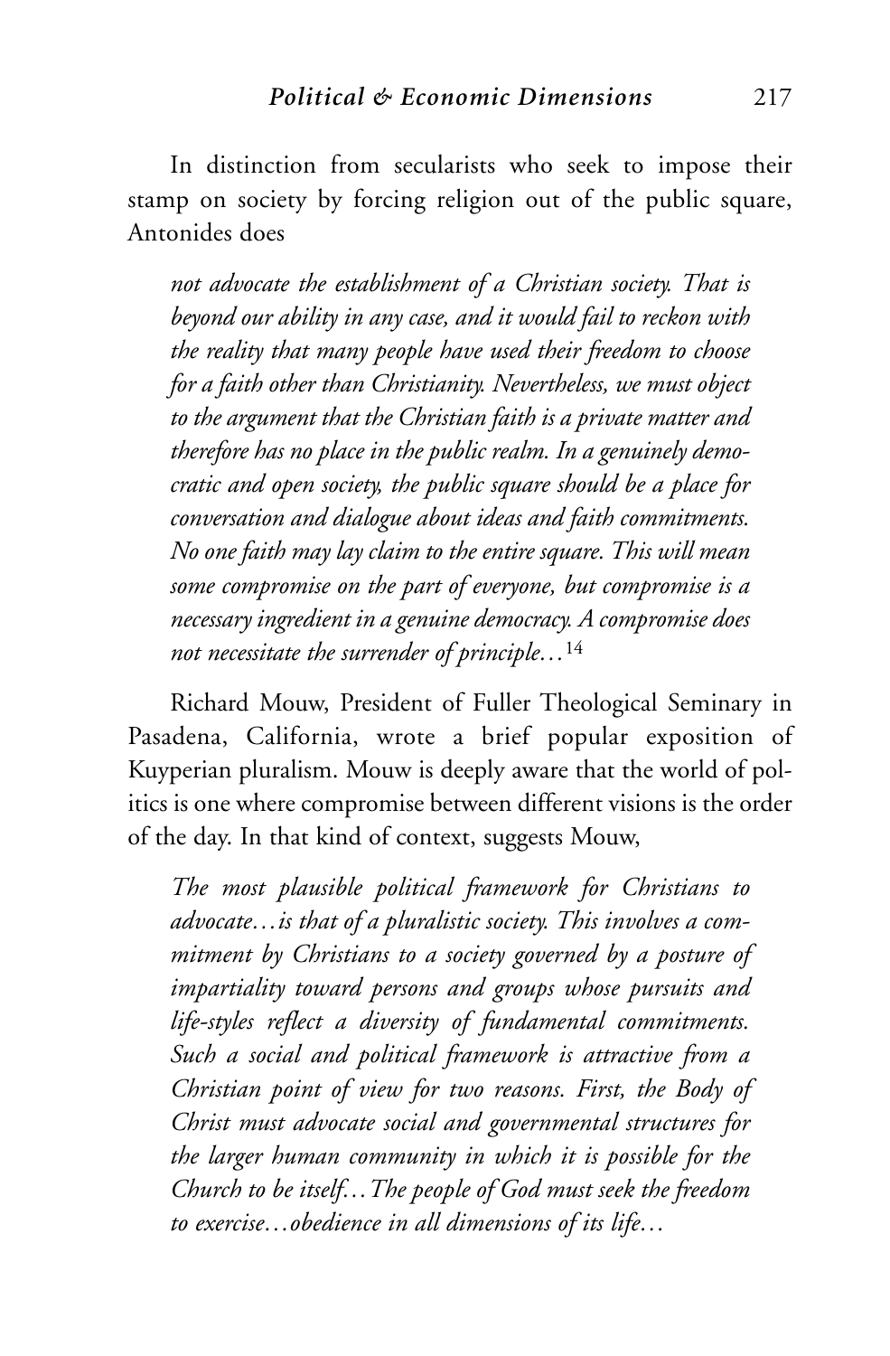In distinction from secularists who seek to impose their stamp on society by forcing religion out of the public square, Antonides does

> *not advocate the establishment of a Christian society. That is beyond our ability in any case, and it would fail to reckon with the reality that many people have used their freedom to choose for a faith other than Christianity. Nevertheless, we must object to the argument that the Christian faith is a private matter and therefore has no place in the public realm. In a genuinely democratic and open society, the public square should be a place for conversation and dialogue about ideas and faith commitments. No one faith may lay claim to the entire square. This will mean some compromise on the part of everyone, but compromise is a necessary ingredient in a genuine democracy. A compromise does not necessitate the surrender of principle…*[14]

Richard Mouw, President of Fuller Theological Seminary in Pasadena, California, wrote a brief popular exposition of Kuyperian pluralism. Mouw is deeply aware that the world of politics is one where compromise between different visions is the order of the day. In that kind of context, suggests Mouw,

> *The most plausible political framework for Christians to advocate…is that of a pluralistic society. This involves a commitment by Christians to a society governed by a posture of impartiality toward persons and groups whose pursuits and life-styles reflect a diversity of fundamental commitments. Such a social and political framework is attractive from a Christian point of view for two reasons. First, the Body of Christ must advocate social and governmental structures for the larger human community in which it is possible for the Church to be itself…The people of God must seek the freedom to exercise…obedience in all dimensions of its life…*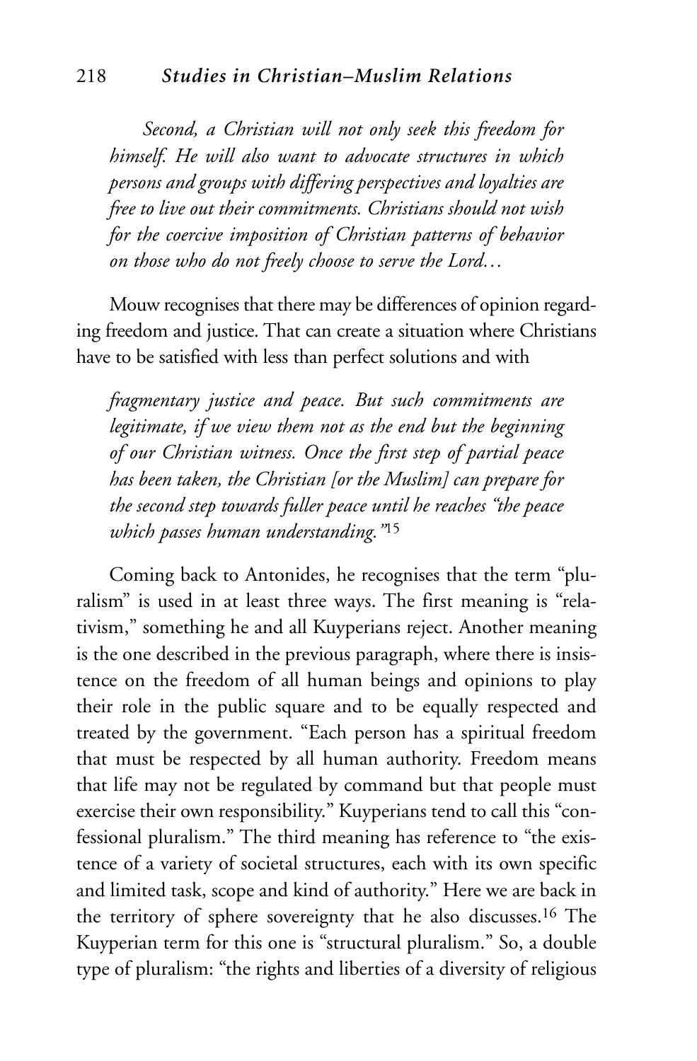*Second, a Christian will not only seek this freedom for himself. He will also want to advocate structures in which persons and groups with differing perspectives and loyalties are free to live out their commitments. Christians should not wish for the coercive imposition of Christian patterns of behavior on those who do not freely choose to serve the Lord…*

Mouw recognises that there may be differences of opinion regarding freedom and justice. That can create a situation where Christians have to be satisfied with less than perfect solutions and with

*fragmentary justice and peace. But such commitments are legitimate, if we view them not as the end but the beginning of our Christian witness. Once the first step of partial peace has been taken, the Christian [or the Muslim] can prepare for the second step towards fuller peace until he reaches "the peace which passes human understanding."*[15]

Coming back to Antonides, he recognises that the term "pluralism" is used in at least three ways. The first meaning is "relativism," something he and all Kuyperians reject. Another meaning is the one described in the previous paragraph, where there is insistence on the freedom of all human beings and opinions to play their role in the public square and to be equally respected and treated by the government. "Each person has a spiritual freedom that must be respected by all human authority. Freedom means that life may not be regulated by command but that people must exercise their own responsibility." Kuyperians tend to call this "confessional pluralism." The third meaning has reference to "the existence of a variety of societal structures, each with its own specific and limited task, scope and kind of authority." Here we are back in the territory of sphere sovereignty that he also discusses.[16] The Kuyperian term for this one is "structural pluralism." So, a double type of pluralism: "the rights and liberties of a diversity of religious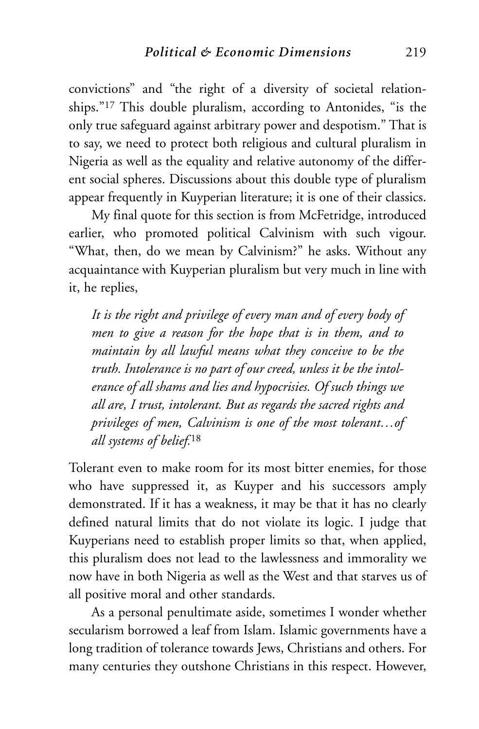convictions" and "the right of a diversity of societal relationships."[17] This double pluralism, according to Antonides, "is the only true safeguard against arbitrary power and despotism." That is to say, we need to protect both religious and cultural pluralism in Nigeria as well as the equality and relative autonomy of the different social spheres. Discussions about this double type of pluralism appear frequently in Kuyperian literature; it is one of their classics.

My final quote for this section is from McFetridge, introduced earlier, who promoted political Calvinism with such vigour. "What, then, do we mean by Calvinism?" he asks. Without any acquaintance with Kuyperian pluralism but very much in line with it, he replies,

> *It is the right and privilege of every man and of every body of men to give a reason for the hope that is in them, and to maintain by all lawful means what they conceive to be the truth. Intolerance is no part of our creed, unless it be the intolerance of all shams and lies and hypocrisies. Of such things we all are, I trust, intolerant. But as regards the sacred rights and privileges of men, Calvinism is one of the most tolerant…of all systems of belief.*[18]

Tolerant even to make room for its most bitter enemies, for those who have suppressed it, as Kuyper and his successors amply demonstrated. If it has a weakness, it may be that it has no clearly defined natural limits that do not violate its logic. I judge that Kuyperians need to establish proper limits so that, when applied, this pluralism does not lead to the lawlessness and immorality we now have in both Nigeria as well as the West and that starves us of all positive moral and other standards.

As a personal penultimate aside, sometimes I wonder whether secularism borrowed a leaf from Islam. Islamic governments have a long tradition of tolerance towards Jews, Christians and others. For many centuries they outshone Christians in this respect. However,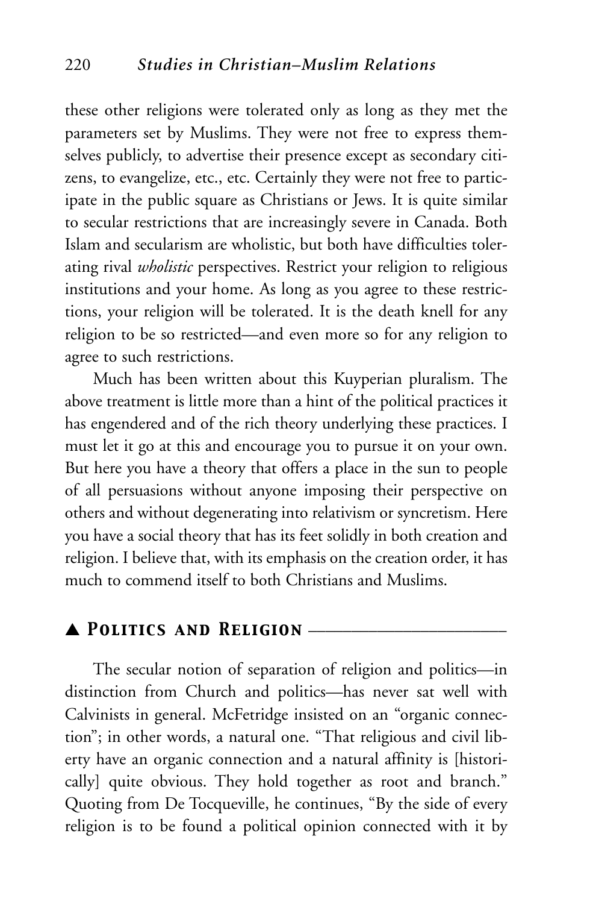these other religions were tolerated only as long as they met the parameters set by Muslims. They were not free to express themselves publicly, to advertise their presence except as secondary citizens, to evangelize, etc., etc. Certainly they were not free to participate in the public square as Christians or Jews. It is quite similar to secular restrictions that are increasingly severe in Canada. Both Islam and secularism are wholistic, but both have difficulties tolerating rival *wholistic* perspectives. Restrict your religion to religious institutions and your home. As long as you agree to these restrictions, your religion will be tolerated. It is the death knell for any religion to be so restricted—and even more so for any religion to agree to such restrictions.

Much has been written about this Kuyperian pluralism. The above treatment is little more than a hint of the political practices it has engendered and of the rich theory underlying these practices. I must let it go at this and encourage you to pursue it on your own. But here you have a theory that offers a place in the sun to people of all persuasions without anyone imposing their perspective on others and without degenerating into relativism or syncretism. Here you have a social theory that has its feet solidly in both creation and religion. I believe that, with its emphasis on the creation order, it has much to commend itself to both Christians and Muslims.

## ▲ Politics and Religion

The secular notion of separation of religion and politics—in distinction from Church and politics—has never sat well with Calvinists in general. McFetridge insisted on an "organic connection"; in other words, a natural one. "That religious and civil liberty have an organic connection and a natural affinity is [historically] quite obvious. They hold together as root and branch." Quoting from De Tocqueville, he continues, "By the side of every religion is to be found a political opinion connected with it by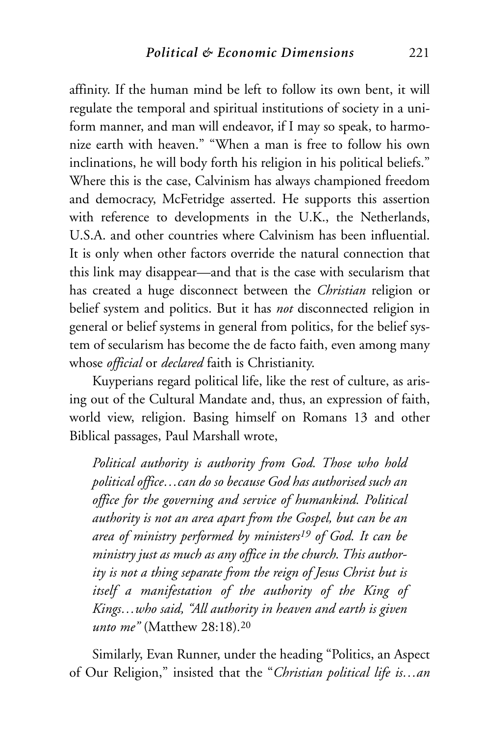affinity. If the human mind be left to follow its own bent, it will regulate the temporal and spiritual institutions of society in a uniform manner, and man will endeavor, if I may so speak, to harmonize earth with heaven." "When a man is free to follow his own inclinations, he will body forth his religion in his political beliefs." Where this is the case, Calvinism has always championed freedom and democracy, McFetridge asserted. He supports this assertion with reference to developments in the U.K., the Netherlands, U.S.A. and other countries where Calvinism has been influential. It is only when other factors override the natural connection that this link may disappear—and that is the case with secularism that has created a huge disconnect between the *Christian* religion or belief system and politics. But it has *not* disconnected religion in general or belief systems in general from politics, for the belief system of secularism has become the de facto faith, even among many whose *official* or *declared* faith is Christianity.

Kuyperians regard political life, like the rest of culture, as arising out of the Cultural Mandate and, thus, an expression of faith, world view, religion. Basing himself on Romans 13 and other Biblical passages, Paul Marshall wrote,

> *Political authority is authority from God. Those who hold political office…can do so because God has authorised such an office for the governing and service of humankind. Political authority is not an area apart from the Gospel, but can be an area of ministry performed by ministers*[19] *of God. It can be ministry just as much as any office in the church. This authority is not a thing separate from the reign of Jesus Christ but is itself a manifestation of the authority of the King of Kings…who said, "All authority in heaven and earth is given unto me"* (Matthew 28:18).[20]

Similarly, Evan Runner, under the heading "Politics, an Aspect of Our Religion," insisted that the "*Christian political life is…an*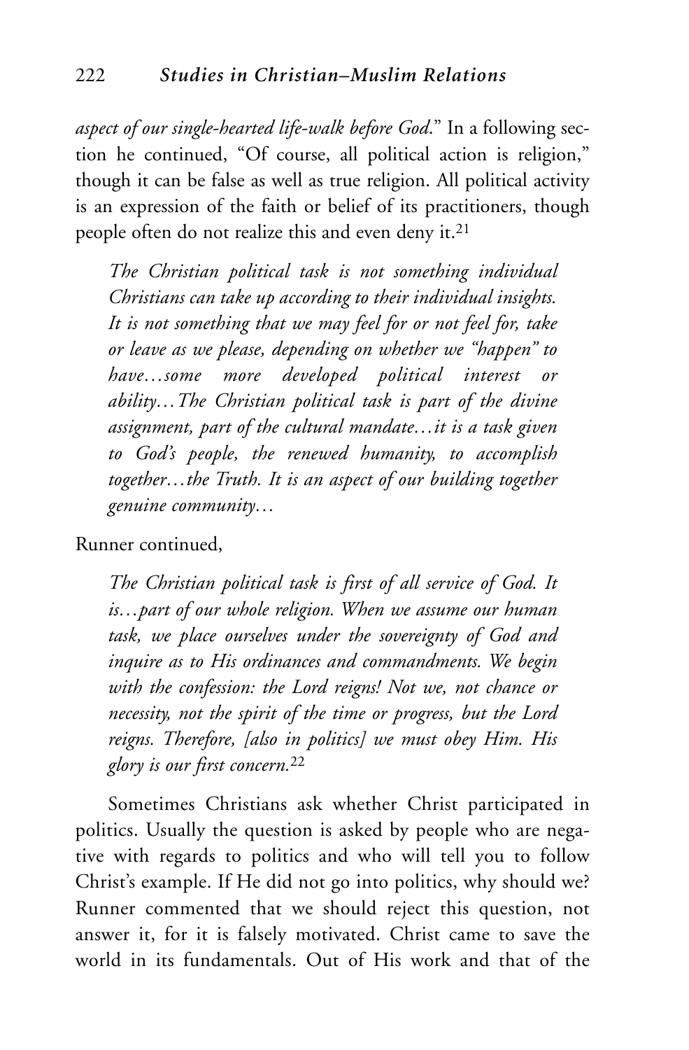*aspect of our single-hearted life-walk before God*." In a following section he continued, "Of course, all political action is religion," though it can be false as well as true religion. All political activity is an expression of the faith or belief of its practitioners, though people often do not realize this and even deny it.[21]

> *The Christian political task is not something individual Christians can take up according to their individual insights. It is not something that we may feel for or not feel for, take or leave as we please, depending on whether we "happen" to have…some more developed political interest or ability…The Christian political task is part of the divine assignment, part of the cultural mandate…it is a task given to God's people, the renewed humanity, to accomplish together…the Truth. It is an aspect of our building together genuine community…*

Runner continued,

> *The Christian political task is first of all service of God. It is…part of our whole religion. When we assume our human task, we place ourselves under the sovereignty of God and inquire as to His ordinances and commandments. We begin with the confession: the Lord reigns! Not we, not chance or necessity, not the spirit of the time or progress, but the Lord reigns. Therefore, [also in politics] we must obey Him. His glory is our first concern.*[22]

Sometimes Christians ask whether Christ participated in politics. Usually the question is asked by people who are negative with regards to politics and who will tell you to follow Christ's example. If He did not go into politics, why should we? Runner commented that we should reject this question, not answer it, for it is falsely motivated. Christ came to save the world in its fundamentals. Out of His work and that of the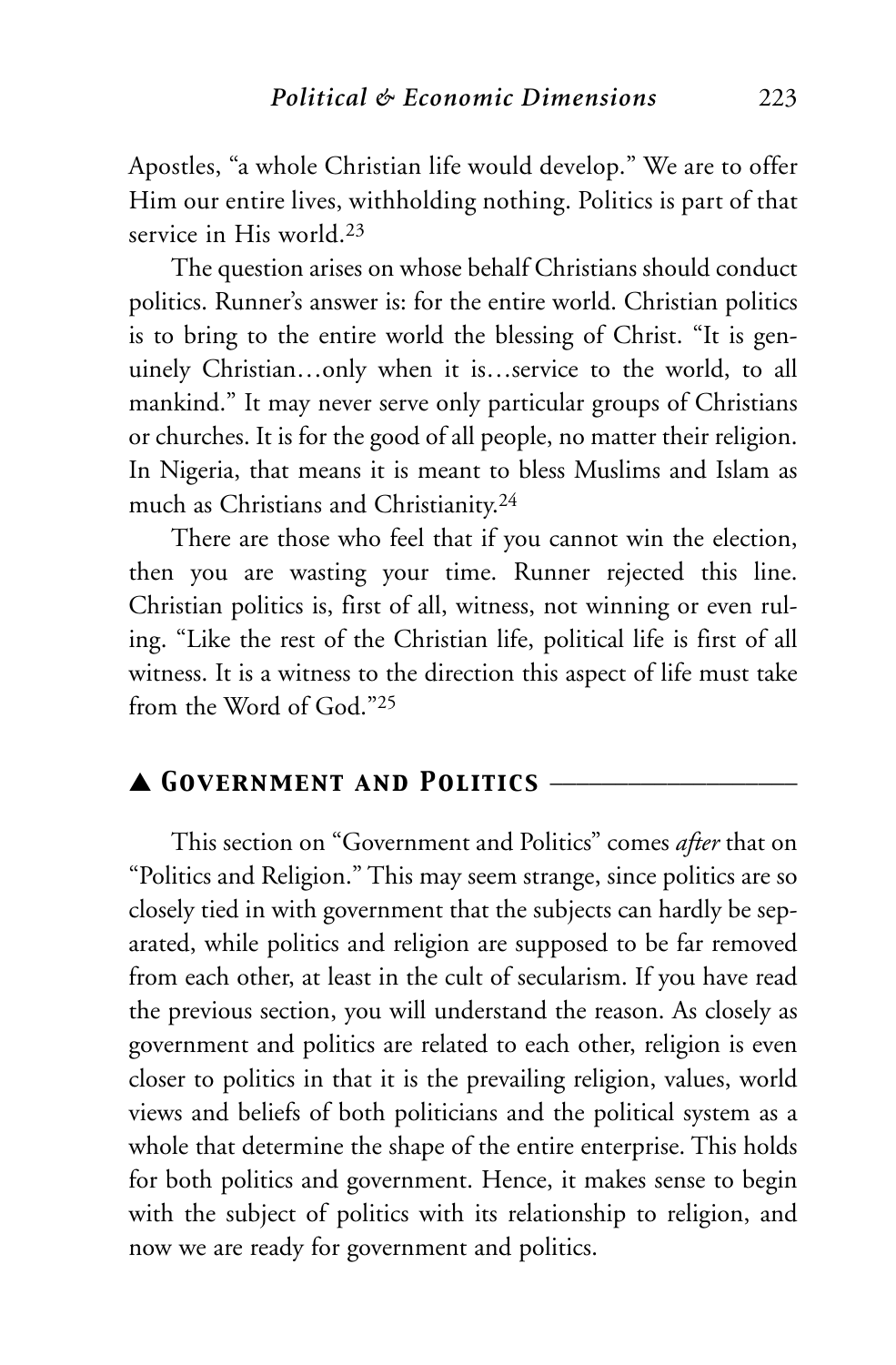Apostles, "a whole Christian life would develop." We are to offer Him our entire lives, withholding nothing. Politics is part of that service in His world.[23]

The question arises on whose behalf Christians should conduct politics. Runner's answer is: for the entire world. Christian politics is to bring to the entire world the blessing of Christ. "It is genuinely Christian…only when it is…service to the world, to all mankind." It may never serve only particular groups of Christians or churches. It is for the good of all people, no matter their religion. In Nigeria, that means it is meant to bless Muslims and Islam as much as Christians and Christianity.[24]

There are those who feel that if you cannot win the election, then you are wasting your time. Runner rejected this line. Christian politics is, first of all, witness, not winning or even ruling. "Like the rest of the Christian life, political life is first of all witness. It is a witness to the direction this aspect of life must take from the Word of God."[25]

## ▲ Government and Politics

This section on "Government and Politics" comes *after* that on "Politics and Religion." This may seem strange, since politics are so closely tied in with government that the subjects can hardly be separated, while politics and religion are supposed to be far removed from each other, at least in the cult of secularism. If you have read the previous section, you will understand the reason. As closely as government and politics are related to each other, religion is even closer to politics in that it is the prevailing religion, values, world views and beliefs of both politicians and the political system as a whole that determine the shape of the entire enterprise. This holds for both politics and government. Hence, it makes sense to begin with the subject of politics with its relationship to religion, and now we are ready for government and politics.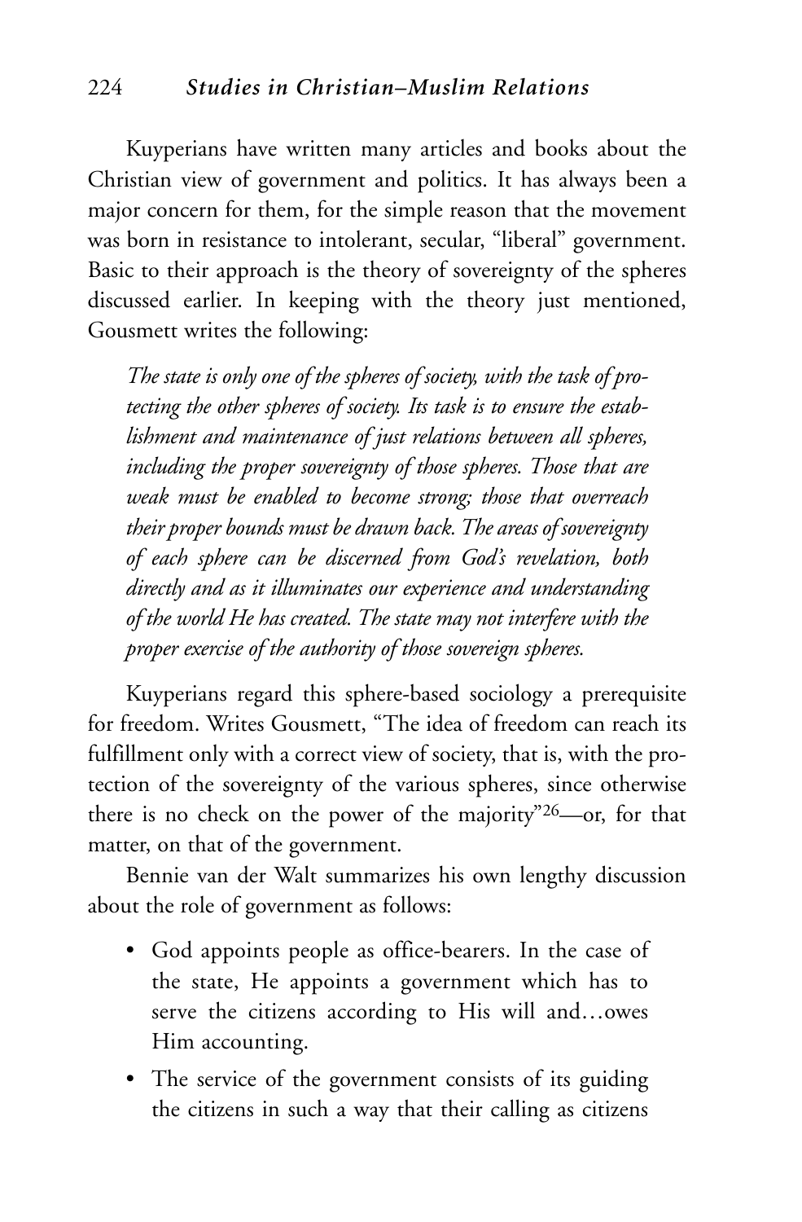Kuyperians have written many articles and books about the Christian view of government and politics. It has always been a major concern for them, for the simple reason that the movement was born in resistance to intolerant, secular, "liberal" government. Basic to their approach is the theory of sovereignty of the spheres discussed earlier. In keeping with the theory just mentioned, Gousmett writes the following:

> *The state is only one of the spheres of society, with the task of protecting the other spheres of society. Its task is to ensure the establishment and maintenance of just relations between all spheres, including the proper sovereignty of those spheres. Those that are weak must be enabled to become strong; those that overreach their proper bounds must be drawn back. The areas of sovereignty of each sphere can be discerned from God's revelation, both directly and as it illuminates our experience and understanding of the world He has created. The state may not interfere with the proper exercise of the authority of those sovereign spheres.*

Kuyperians regard this sphere-based sociology a prerequisite for freedom. Writes Gousmett, "The idea of freedom can reach its fulfillment only with a correct view of society, that is, with the protection of the sovereignty of the various spheres, since otherwise there is no check on the power of the majority"[26]—or, for that matter, on that of the government.

Bennie van der Walt summarizes his own lengthy discussion about the role of government as follows:

- God appoints people as office-bearers. In the case of the state, He appoints a government which has to serve the citizens according to His will and…owes Him accounting.
- The service of the government consists of its guiding the citizens in such a way that their calling as citizens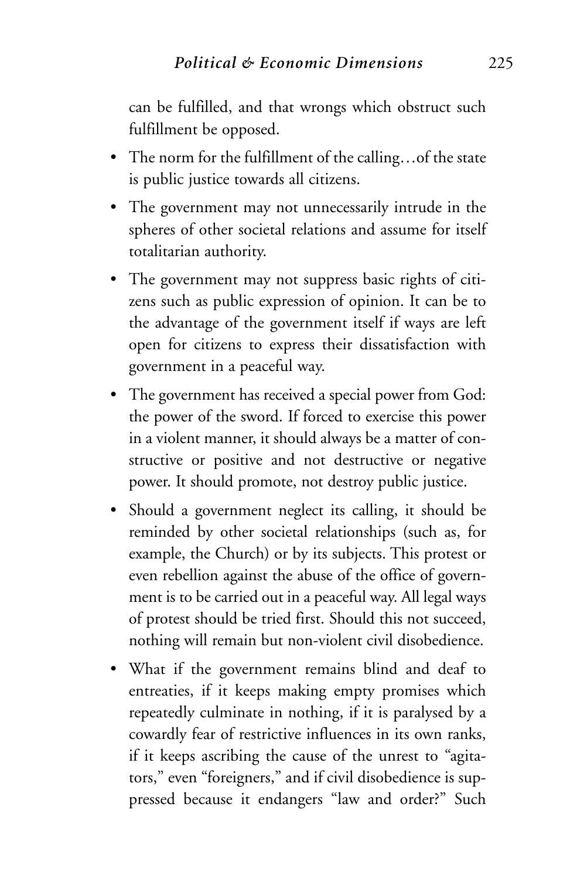can be fulfilled, and that wrongs which obstruct such fulfillment be opposed.

- The norm for the fulfillment of the calling…of the state is public justice towards all citizens.
- The government may not unnecessarily intrude in the spheres of other societal relations and assume for itself totalitarian authority.
- The government may not suppress basic rights of citizens such as public expression of opinion. It can be to the advantage of the government itself if ways are left open for citizens to express their dissatisfaction with government in a peaceful way.
- The government has received a special power from God: the power of the sword. If forced to exercise this power in a violent manner, it should always be a matter of constructive or positive and not destructive or negative power. It should promote, not destroy public justice.
- Should a government neglect its calling, it should be reminded by other societal relationships (such as, for example, the Church) or by its subjects. This protest or even rebellion against the abuse of the office of government is to be carried out in a peaceful way. All legal ways of protest should be tried first. Should this not succeed, nothing will remain but non-violent civil disobedience.
- What if the government remains blind and deaf to entreaties, if it keeps making empty promises which repeatedly culminate in nothing, if it is paralysed by a cowardly fear of restrictive influences in its own ranks, if it keeps ascribing the cause of the unrest to "agitators," even "foreigners," and if civil disobedience is suppressed because it endangers "law and order?" Such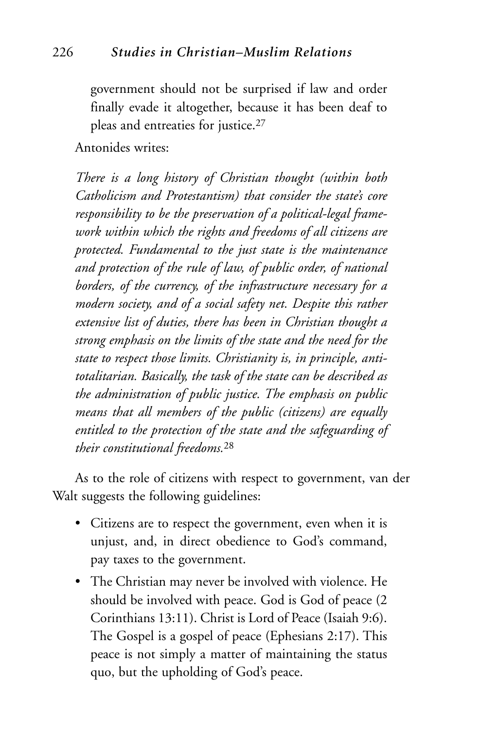government should not be surprised if law and order finally evade it altogether, because it has been deaf to pleas and entreaties for justice.[27]

Antonides writes:

*There is a long history of Christian thought (within both Catholicism and Protestantism) that consider the state's core responsibility to be the preservation of a political-legal framework within which the rights and freedoms of all citizens are protected. Fundamental to the just state is the maintenance and protection of the rule of law, of public order, of national borders, of the currency, of the infrastructure necessary for a modern society, and of a social safety net. Despite this rather extensive list of duties, there has been in Christian thought a strong emphasis on the limits of the state and the need for the state to respect those limits. Christianity is, in principle, anti-totalitarian. Basically, the task of the state can be described as the administration of public justice. The emphasis on public means that all members of the public (citizens) are equally entitled to the protection of the state and the safeguarding of their constitutional freedoms.*[28]

As to the role of citizens with respect to government, van der Walt suggests the following guidelines:

- Citizens are to respect the government, even when it is unjust, and, in direct obedience to God's command, pay taxes to the government.
- The Christian may never be involved with violence. He should be involved with peace. God is God of peace (2 Corinthians 13:11). Christ is Lord of Peace (Isaiah 9:6). The Gospel is a gospel of peace (Ephesians 2:17). This peace is not simply a matter of maintaining the status quo, but the upholding of God's peace.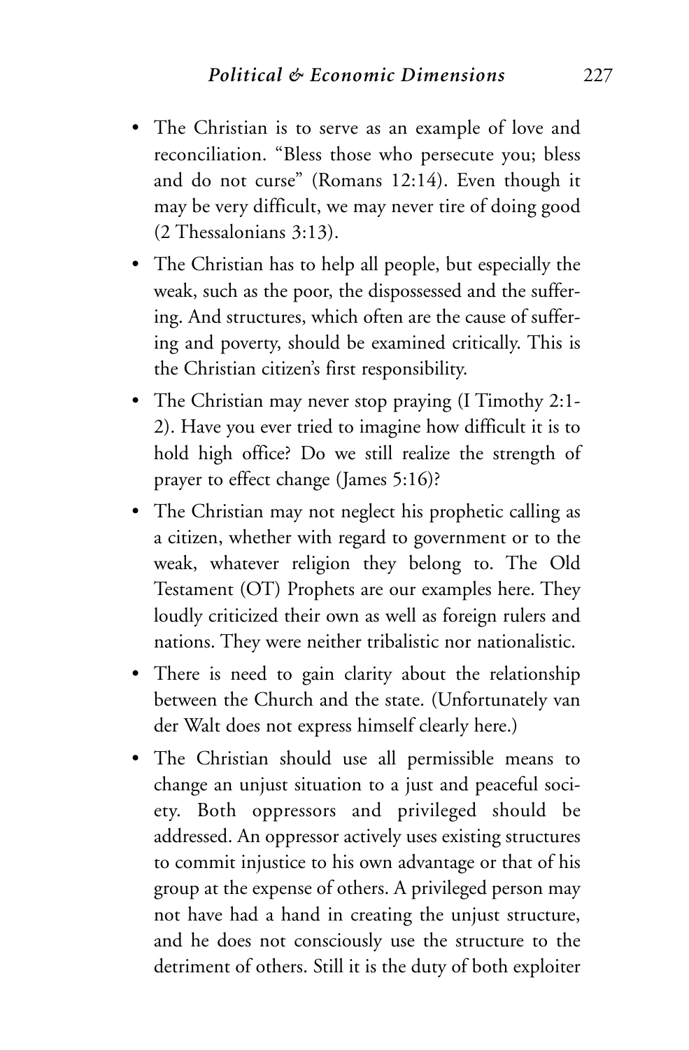- The Christian is to serve as an example of love and reconciliation. "Bless those who persecute you; bless and do not curse" (Romans 12:14). Even though it may be very difficult, we may never tire of doing good (2 Thessalonians 3:13).
- The Christian has to help all people, but especially the weak, such as the poor, the dispossessed and the suffering. And structures, which often are the cause of suffering and poverty, should be examined critically. This is the Christian citizen's first responsibility.
- The Christian may never stop praying (I Timothy 2:1-2). Have you ever tried to imagine how difficult it is to hold high office? Do we still realize the strength of prayer to effect change (James 5:16)?
- The Christian may not neglect his prophetic calling as a citizen, whether with regard to government or to the weak, whatever religion they belong to. The Old Testament (OT) Prophets are our examples here. They loudly criticized their own as well as foreign rulers and nations. They were neither tribalistic nor nationalistic.
- There is need to gain clarity about the relationship between the Church and the state. (Unfortunately van der Walt does not express himself clearly here.)
- The Christian should use all permissible means to change an unjust situation to a just and peaceful society. Both oppressors and privileged should be addressed. An oppressor actively uses existing structures to commit injustice to his own advantage or that of his group at the expense of others. A privileged person may not have had a hand in creating the unjust structure, and he does not consciously use the structure to the detriment of others. Still it is the duty of both exploiter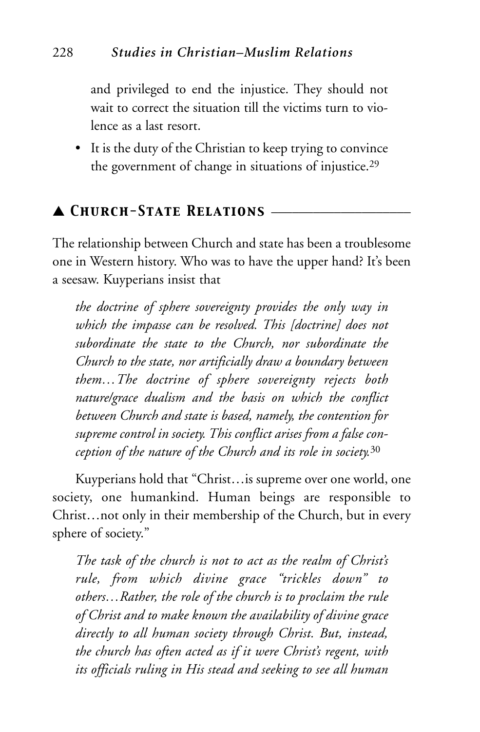and privileged to end the injustice. They should not wait to correct the situation till the victims turn to violence as a last resort.

- It is the duty of the Christian to keep trying to convince the government of change in situations of injustice.[29]

## ▲ Church-State Relations

The relationship between Church and state has been a troublesome one in Western history. Who was to have the upper hand? It's been a seesaw. Kuyperians insist that

> *the doctrine of sphere sovereignty provides the only way in which the impasse can be resolved. This [doctrine] does not subordinate the state to the Church, nor subordinate the Church to the state, nor artificially draw a boundary between them…The doctrine of sphere sovereignty rejects both nature/grace dualism and the basis on which the conflict between Church and state is based, namely, the contention for supreme control in society. This conflict arises from a false conception of the nature of the Church and its role in society.*[30]

Kuyperians hold that "Christ…is supreme over one world, one society, one humankind. Human beings are responsible to Christ…not only in their membership of the Church, but in every sphere of society."

> *The task of the church is not to act as the realm of Christ's rule, from which divine grace "trickles down" to others…Rather, the role of the church is to proclaim the rule of Christ and to make known the availability of divine grace directly to all human society through Christ. But, instead, the church has often acted as if it were Christ's regent, with its officials ruling in His stead and seeking to see all human*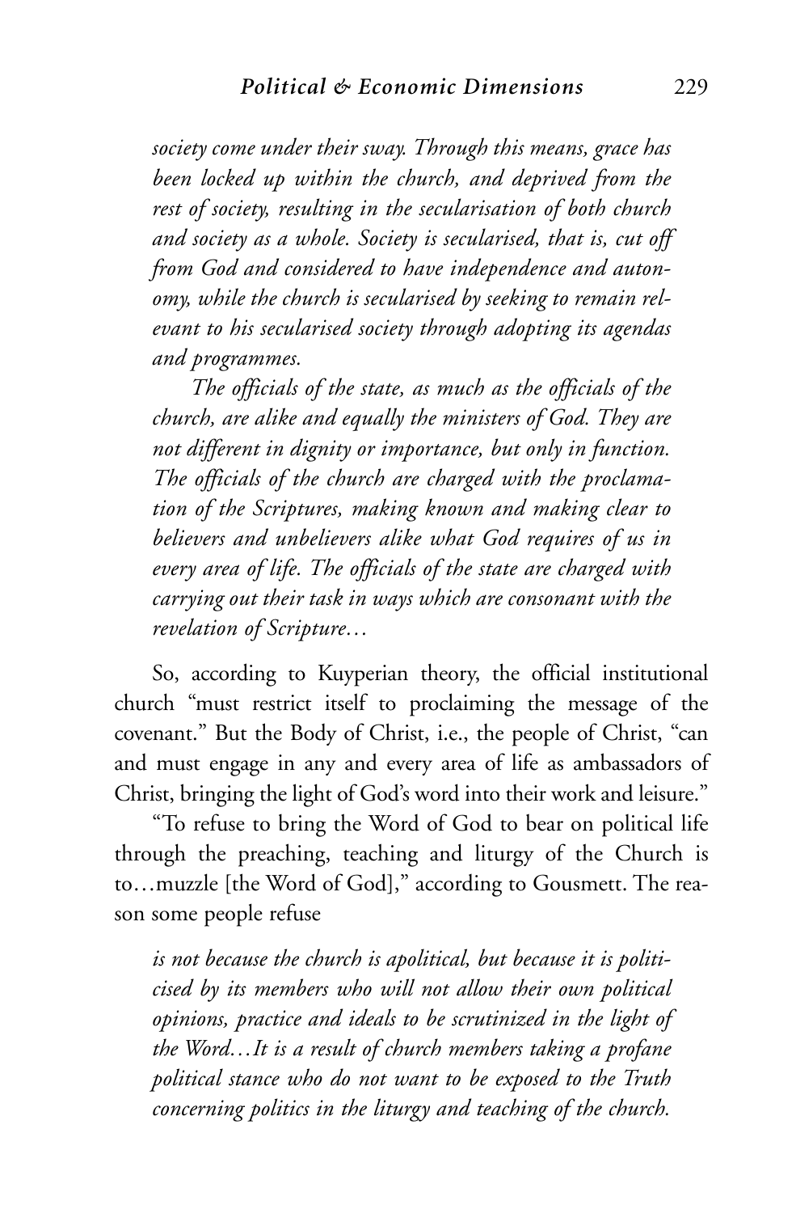*society come under their sway. Through this means, grace has been locked up within the church, and deprived from the rest of society, resulting in the secularisation of both church and society as a whole. Society is secularised, that is, cut off from God and considered to have independence and autonomy, while the church is secularised by seeking to remain relevant to his secularised society through adopting its agendas and programmes.*

*The officials of the state, as much as the officials of the church, are alike and equally the ministers of God. They are not different in dignity or importance, but only in function. The officials of the church are charged with the proclamation of the Scriptures, making known and making clear to believers and unbelievers alike what God requires of us in every area of life. The officials of the state are charged with carrying out their task in ways which are consonant with the revelation of Scripture…*

So, according to Kuyperian theory, the official institutional church "must restrict itself to proclaiming the message of the covenant." But the Body of Christ, i.e., the people of Christ, "can and must engage in any and every area of life as ambassadors of Christ, bringing the light of God's word into their work and leisure."

"To refuse to bring the Word of God to bear on political life through the preaching, teaching and liturgy of the Church is to…muzzle [the Word of God]," according to Gousmett. The reason some people refuse

*is not because the church is apolitical, but because it is politicised by its members who will not allow their own political opinions, practice and ideals to be scrutinized in the light of the Word…It is a result of church members taking a profane political stance who do not want to be exposed to the Truth concerning politics in the liturgy and teaching of the church.*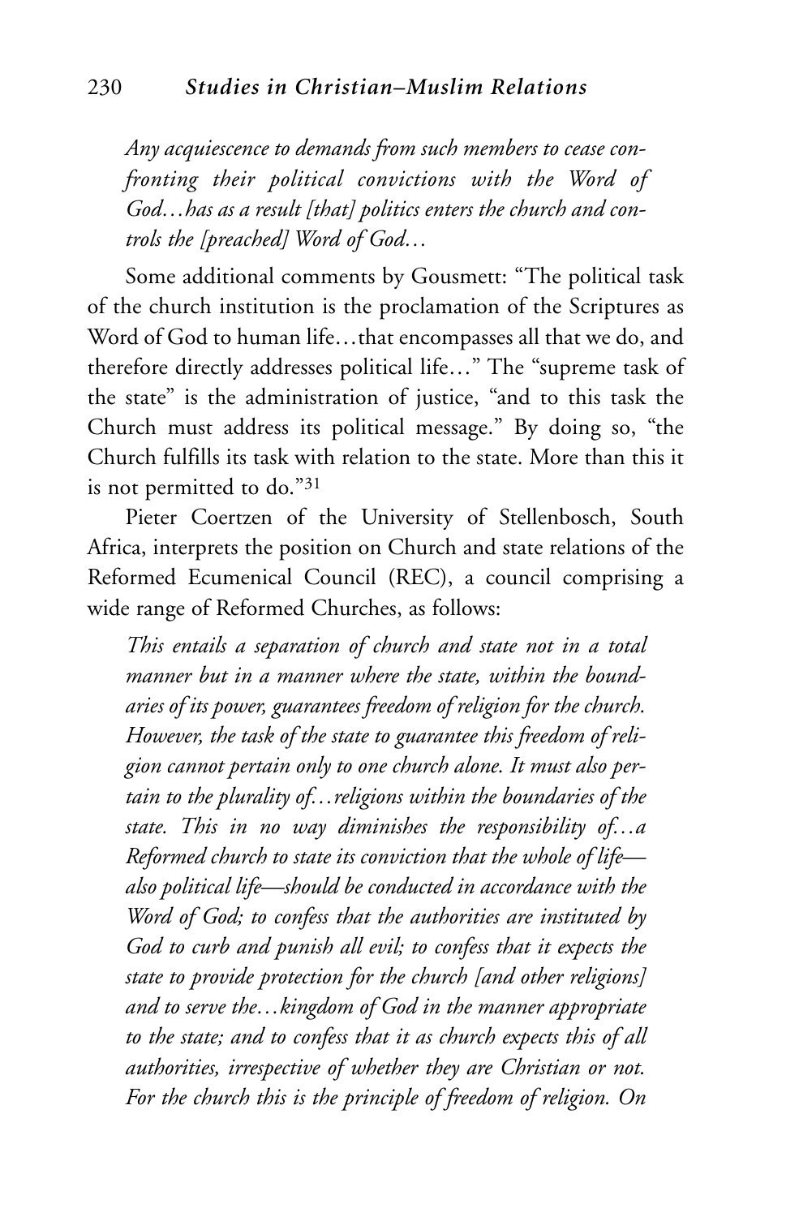*Any acquiescence to demands from such members to cease confronting their political convictions with the Word of God…has as a result [that] politics enters the church and controls the [preached] Word of God…*

Some additional comments by Gousmett: "The political task of the church institution is the proclamation of the Scriptures as Word of God to human life…that encompasses all that we do, and therefore directly addresses political life…" The "supreme task of the state" is the administration of justice, "and to this task the Church must address its political message." By doing so, "the Church fulfills its task with relation to the state. More than this it is not permitted to do."[31]

Pieter Coertzen of the University of Stellenbosch, South Africa, interprets the position on Church and state relations of the Reformed Ecumenical Council (REC), a council comprising a wide range of Reformed Churches, as follows:

*This entails a separation of church and state not in a total manner but in a manner where the state, within the boundaries of its power, guarantees freedom of religion for the church. However, the task of the state to guarantee this freedom of religion cannot pertain only to one church alone. It must also pertain to the plurality of…religions within the boundaries of the state. This in no way diminishes the responsibility of…a Reformed church to state its conviction that the whole of life—also political life—should be conducted in accordance with the Word of God; to confess that the authorities are instituted by God to curb and punish all evil; to confess that it expects the state to provide protection for the church [and other religions] and to serve the…kingdom of God in the manner appropriate to the state; and to confess that it as church expects this of all authorities, irrespective of whether they are Christian or not. For the church this is the principle of freedom of religion. On*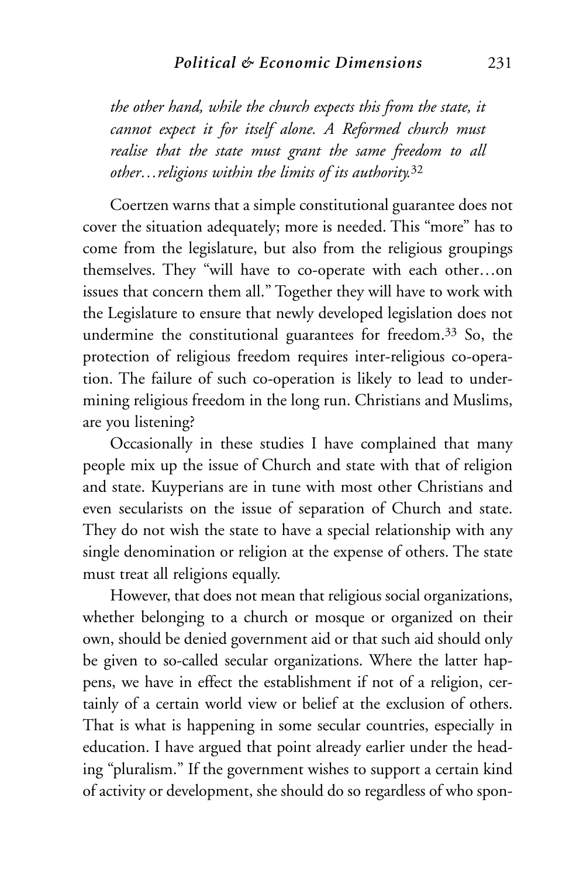*the other hand, while the church expects this from the state, it cannot expect it for itself alone. A Reformed church must realise that the state must grant the same freedom to all other…religions within the limits of its authority.*[32]

Coertzen warns that a simple constitutional guarantee does not cover the situation adequately; more is needed. This "more" has to come from the legislature, but also from the religious groupings themselves. They "will have to co-operate with each other…on issues that concern them all." Together they will have to work with the Legislature to ensure that newly developed legislation does not undermine the constitutional guarantees for freedom.[33] So, the protection of religious freedom requires inter-religious co-operation. The failure of such co-operation is likely to lead to undermining religious freedom in the long run. Christians and Muslims, are you listening?

Occasionally in these studies I have complained that many people mix up the issue of Church and state with that of religion and state. Kuyperians are in tune with most other Christians and even secularists on the issue of separation of Church and state. They do not wish the state to have a special relationship with any single denomination or religion at the expense of others. The state must treat all religions equally.

However, that does not mean that religious social organizations, whether belonging to a church or mosque or organized on their own, should be denied government aid or that such aid should only be given to so-called secular organizations. Where the latter happens, we have in effect the establishment if not of a religion, certainly of a certain world view or belief at the exclusion of others. That is what is happening in some secular countries, especially in education. I have argued that point already earlier under the heading "pluralism." If the government wishes to support a certain kind of activity or development, she should do so regardless of who spon-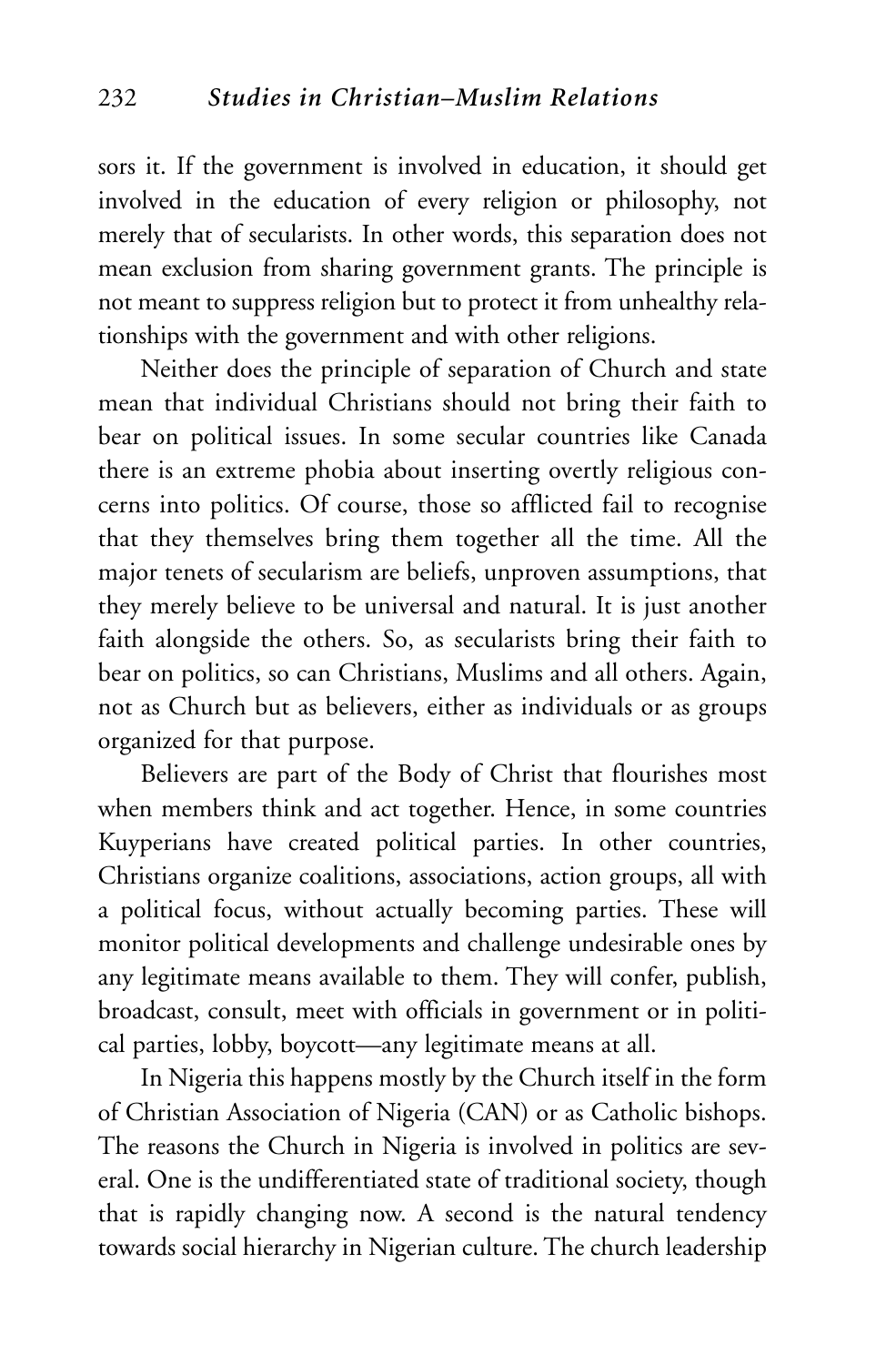sors it. If the government is involved in education, it should get involved in the education of every religion or philosophy, not merely that of secularists. In other words, this separation does not mean exclusion from sharing government grants. The principle is not meant to suppress religion but to protect it from unhealthy relationships with the government and with other religions.

Neither does the principle of separation of Church and state mean that individual Christians should not bring their faith to bear on political issues. In some secular countries like Canada there is an extreme phobia about inserting overtly religious concerns into politics. Of course, those so afflicted fail to recognise that they themselves bring them together all the time. All the major tenets of secularism are beliefs, unproven assumptions, that they merely believe to be universal and natural. It is just another faith alongside the others. So, as secularists bring their faith to bear on politics, so can Christians, Muslims and all others. Again, not as Church but as believers, either as individuals or as groups organized for that purpose.

Believers are part of the Body of Christ that flourishes most when members think and act together. Hence, in some countries Kuyperians have created political parties. In other countries, Christians organize coalitions, associations, action groups, all with a political focus, without actually becoming parties. These will monitor political developments and challenge undesirable ones by any legitimate means available to them. They will confer, publish, broadcast, consult, meet with officials in government or in political parties, lobby, boycott—any legitimate means at all.

In Nigeria this happens mostly by the Church itself in the form of Christian Association of Nigeria (CAN) or as Catholic bishops. The reasons the Church in Nigeria is involved in politics are several. One is the undifferentiated state of traditional society, though that is rapidly changing now. A second is the natural tendency towards social hierarchy in Nigerian culture. The church leadership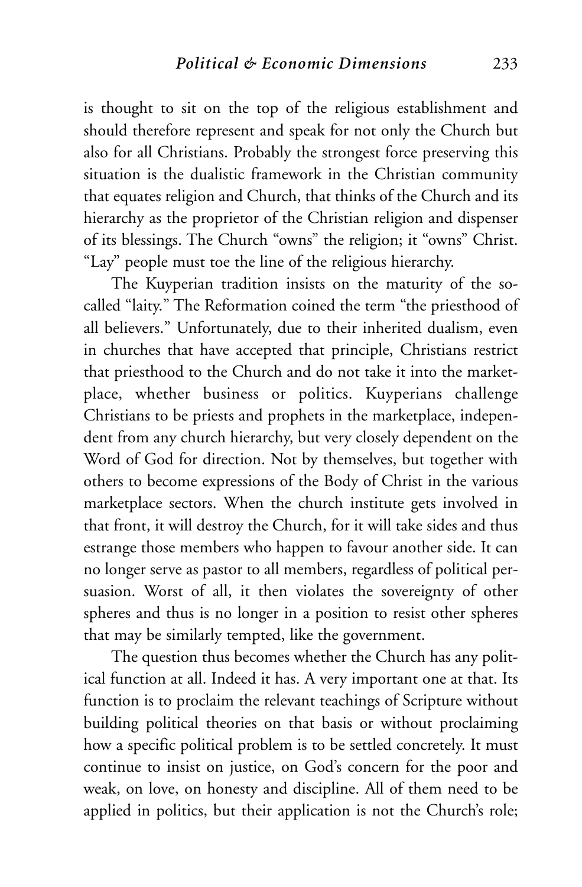is thought to sit on the top of the religious establishment and should therefore represent and speak for not only the Church but also for all Christians. Probably the strongest force preserving this situation is the dualistic framework in the Christian community that equates religion and Church, that thinks of the Church and its hierarchy as the proprietor of the Christian religion and dispenser of its blessings. The Church "owns" the religion; it "owns" Christ. "Lay" people must toe the line of the religious hierarchy.

The Kuyperian tradition insists on the maturity of the so-called "laity." The Reformation coined the term "the priesthood of all believers." Unfortunately, due to their inherited dualism, even in churches that have accepted that principle, Christians restrict that priesthood to the Church and do not take it into the marketplace, whether business or politics. Kuyperians challenge Christians to be priests and prophets in the marketplace, independent from any church hierarchy, but very closely dependent on the Word of God for direction. Not by themselves, but together with others to become expressions of the Body of Christ in the various marketplace sectors. When the church institute gets involved in that front, it will destroy the Church, for it will take sides and thus estrange those members who happen to favour another side. It can no longer serve as pastor to all members, regardless of political persuasion. Worst of all, it then violates the sovereignty of other spheres and thus is no longer in a position to resist other spheres that may be similarly tempted, like the government.

The question thus becomes whether the Church has any political function at all. Indeed it has. A very important one at that. Its function is to proclaim the relevant teachings of Scripture without building political theories on that basis or without proclaiming how a specific political problem is to be settled concretely. It must continue to insist on justice, on God's concern for the poor and weak, on love, on honesty and discipline. All of them need to be applied in politics, but their application is not the Church's role;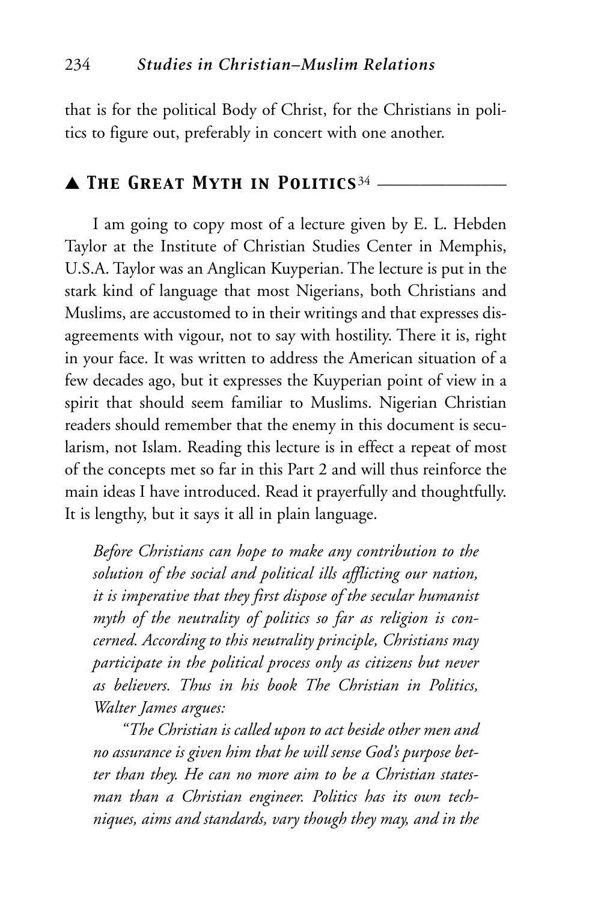that is for the political Body of Christ, for the Christians in politics to figure out, preferably in concert with one another.

## ▲ The Great Myth in Politics[34]

I am going to copy most of a lecture given by E. L. Hebden Taylor at the Institute of Christian Studies Center in Memphis, U.S.A. Taylor was an Anglican Kuyperian. The lecture is put in the stark kind of language that most Nigerians, both Christians and Muslims, are accustomed to in their writings and that expresses disagreements with vigour, not to say with hostility. There it is, right in your face. It was written to address the American situation of a few decades ago, but it expresses the Kuyperian point of view in a spirit that should seem familiar to Muslims. Nigerian Christian readers should remember that the enemy in this document is secularism, not Islam. Reading this lecture is in effect a repeat of most of the concepts met so far in this Part 2 and will thus reinforce the main ideas I have introduced. Read it prayerfully and thoughtfully. It is lengthy, but it says it all in plain language.

> *Before Christians can hope to make any contribution to the solution of the social and political ills afflicting our nation, it is imperative that they first dispose of the secular humanist myth of the neutrality of politics so far as religion is concerned. According to this neutrality principle, Christians may participate in the political process only as citizens but never as believers. Thus in his book The Christian in Politics, Walter James argues:*
>
> *"The Christian is called upon to act beside other men and no assurance is given him that he will sense God's purpose better than they. He can no more aim to be a Christian statesman than a Christian engineer. Politics has its own techniques, aims and standards, vary though they may, and in the*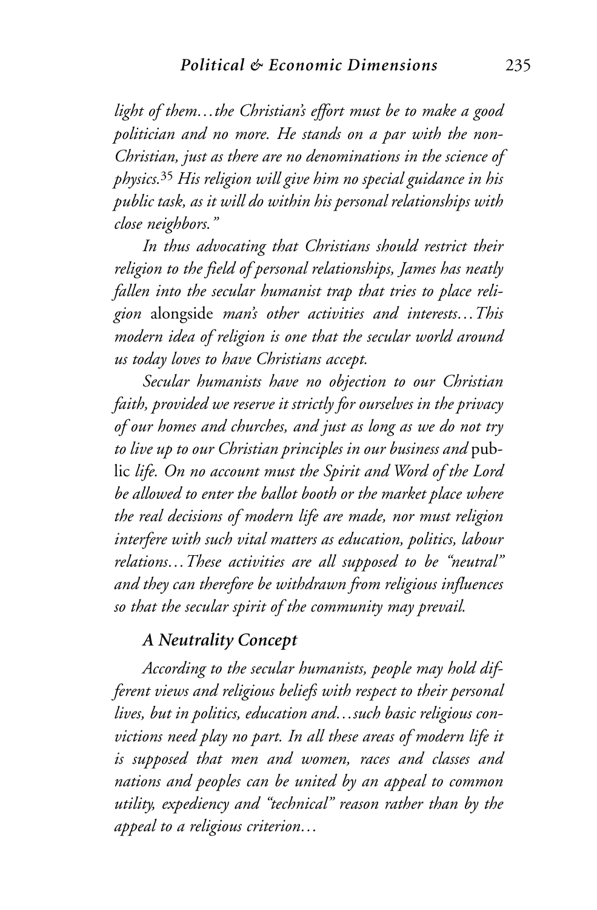*light of them…the Christian's effort must be to make a good politician and no more. He stands on a par with the non-Christian, just as there are no denominations in the science of physics.*[35] *His religion will give him no special guidance in his public task, as it will do within his personal relationships with close neighbors."*

*In thus advocating that Christians should restrict their religion to the field of personal relationships, James has neatly fallen into the secular humanist trap that tries to place religion* alongside *man's other activities and interests…This modern idea of religion is one that the secular world around us today loves to have Christians accept.*

*Secular humanists have no objection to our Christian faith, provided we reserve it strictly for ourselves in the privacy of our homes and churches, and just as long as we do not try to live up to our Christian principles in our business and* public *life. On no account must the Spirit and Word of the Lord be allowed to enter the ballot booth or the market place where the real decisions of modern life are made, nor must religion interfere with such vital matters as education, politics, labour relations…These activities are all supposed to be "neutral" and they can therefore be withdrawn from religious influences so that the secular spirit of the community may prevail.*

### *A Neutrality Concept*

*According to the secular humanists, people may hold different views and religious beliefs with respect to their personal lives, but in politics, education and…such basic religious convictions need play no part. In all these areas of modern life it is supposed that men and women, races and classes and nations and peoples can be united by an appeal to common utility, expediency and "technical" reason rather than by the appeal to a religious criterion…*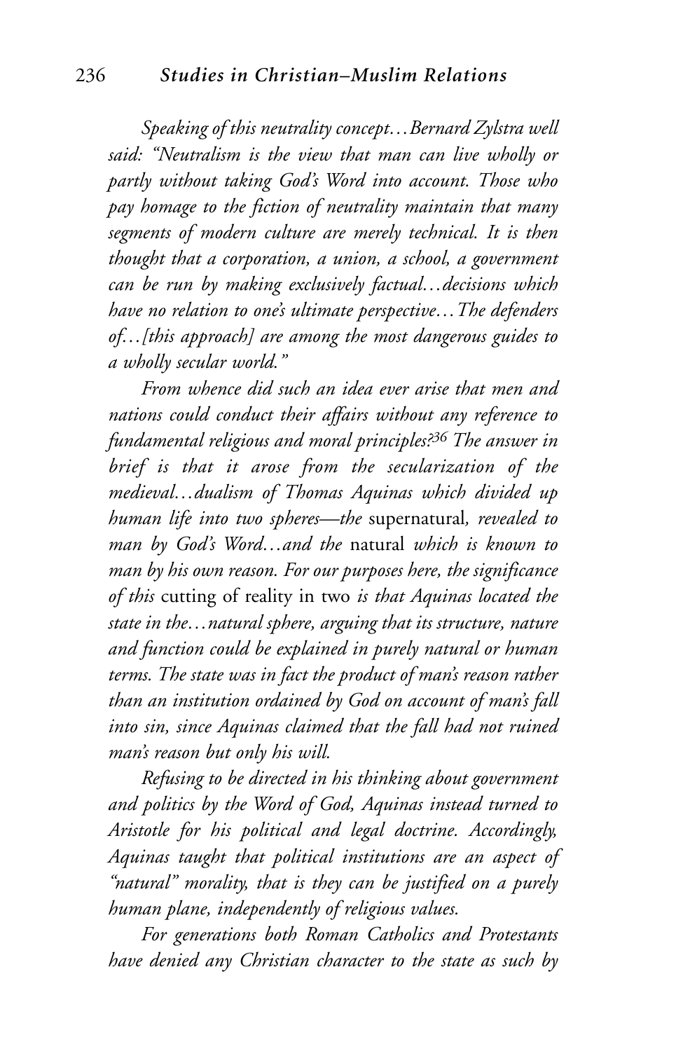*Speaking of this neutrality concept…Bernard Zylstra well said: "Neutralism is the view that man can live wholly or partly without taking God's Word into account. Those who pay homage to the fiction of neutrality maintain that many segments of modern culture are merely technical. It is then thought that a corporation, a union, a school, a government can be run by making exclusively factual…decisions which have no relation to one's ultimate perspective…The defenders of…[this approach] are among the most dangerous guides to a wholly secular world."*

*From whence did such an idea ever arise that men and nations could conduct their affairs without any reference to fundamental religious and moral principles?*[36] *The answer in brief is that it arose from the secularization of the medieval…dualism of Thomas Aquinas which divided up human life into two spheres—the* supernatural*, revealed to man by God's Word…and the* natural *which is known to man by his own reason. For our purposes here, the significance of this* cutting of reality in two *is that Aquinas located the state in the…natural sphere, arguing that its structure, nature and function could be explained in purely natural or human terms. The state was in fact the product of man's reason rather than an institution ordained by God on account of man's fall into sin, since Aquinas claimed that the fall had not ruined man's reason but only his will.*

*Refusing to be directed in his thinking about government and politics by the Word of God, Aquinas instead turned to Aristotle for his political and legal doctrine. Accordingly, Aquinas taught that political institutions are an aspect of "natural" morality, that is they can be justified on a purely human plane, independently of religious values.*

*For generations both Roman Catholics and Protestants have denied any Christian character to the state as such by*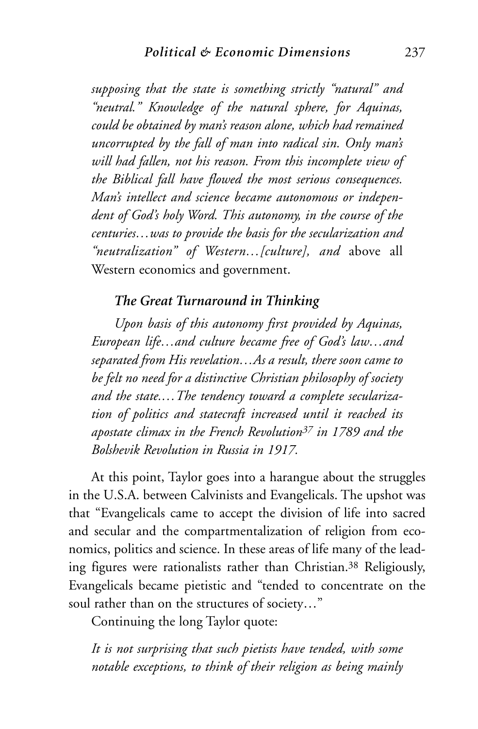*supposing that the state is something strictly "natural" and "neutral." Knowledge of the natural sphere, for Aquinas, could be obtained by man's reason alone, which had remained uncorrupted by the fall of man into radical sin. Only man's will had fallen, not his reason. From this incomplete view of the Biblical fall have flowed the most serious consequences. Man's intellect and science became autonomous or independent of God's holy Word. This autonomy, in the course of the centuries…was to provide the basis for the secularization and "neutralization" of Western…[culture], and* above all Western economics and government.

### *The Great Turnaround in Thinking*

*Upon basis of this autonomy first provided by Aquinas, European life…and culture became free of God's law…and separated from His revelation…As a result, there soon came to be felt no need for a distinctive Christian philosophy of society and the state.…The tendency toward a complete secularization of politics and statecraft increased until it reached its apostate climax in the French Revolution*[37] *in 1789 and the Bolshevik Revolution in Russia in 1917.*

At this point, Taylor goes into a harangue about the struggles in the U.S.A. between Calvinists and Evangelicals. The upshot was that "Evangelicals came to accept the division of life into sacred and secular and the compartmentalization of religion from economics, politics and science. In these areas of life many of the leading figures were rationalists rather than Christian.[38] Religiously, Evangelicals became pietistic and "tended to concentrate on the soul rather than on the structures of society…"

Continuing the long Taylor quote:

*It is not surprising that such pietists have tended, with some notable exceptions, to think of their religion as being mainly*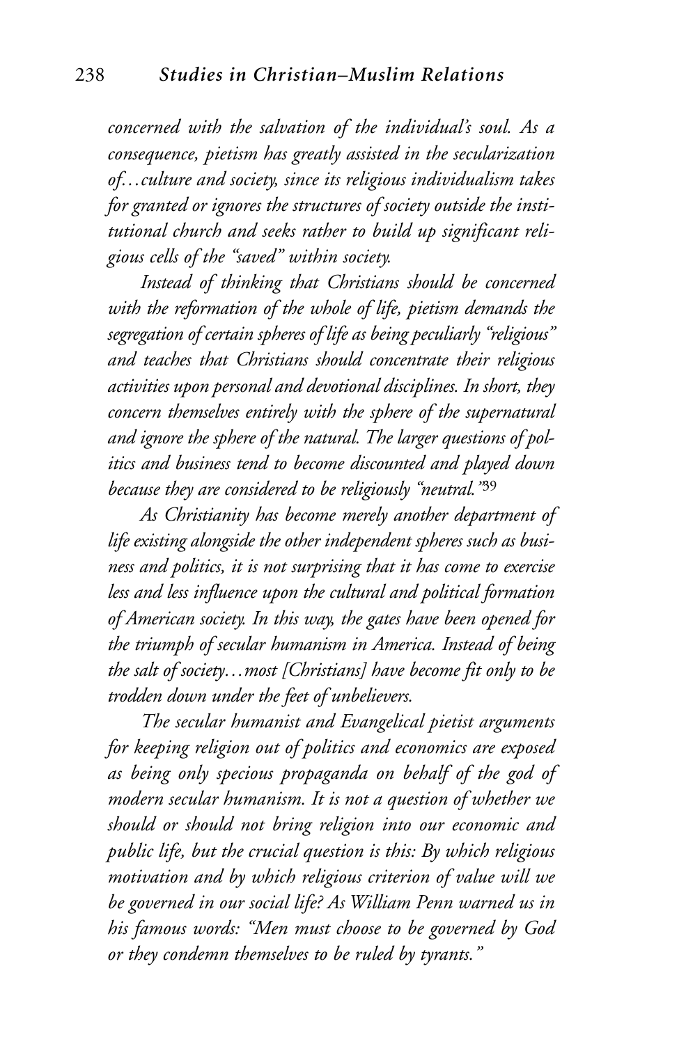*concerned with the salvation of the individual's soul. As a consequence, pietism has greatly assisted in the secularization of…culture and society, since its religious individualism takes for granted or ignores the structures of society outside the institutional church and seeks rather to build up significant religious cells of the "saved" within society.*

*Instead of thinking that Christians should be concerned with the reformation of the whole of life, pietism demands the segregation of certain spheres of life as being peculiarly "religious" and teaches that Christians should concentrate their religious activities upon personal and devotional disciplines. In short, they concern themselves entirely with the sphere of the supernatural and ignore the sphere of the natural. The larger questions of politics and business tend to become discounted and played down because they are considered to be religiously "neutral."*[39]

*As Christianity has become merely another department of life existing alongside the other independent spheres such as business and politics, it is not surprising that it has come to exercise less and less influence upon the cultural and political formation of American society. In this way, the gates have been opened for the triumph of secular humanism in America. Instead of being the salt of society…most [Christians] have become fit only to be trodden down under the feet of unbelievers.*

*The secular humanist and Evangelical pietist arguments for keeping religion out of politics and economics are exposed as being only specious propaganda on behalf of the god of modern secular humanism. It is not a question of whether we should or should not bring religion into our economic and public life, but the crucial question is this: By which religious motivation and by which religious criterion of value will we be governed in our social life? As William Penn warned us in his famous words: "Men must choose to be governed by God or they condemn themselves to be ruled by tyrants."*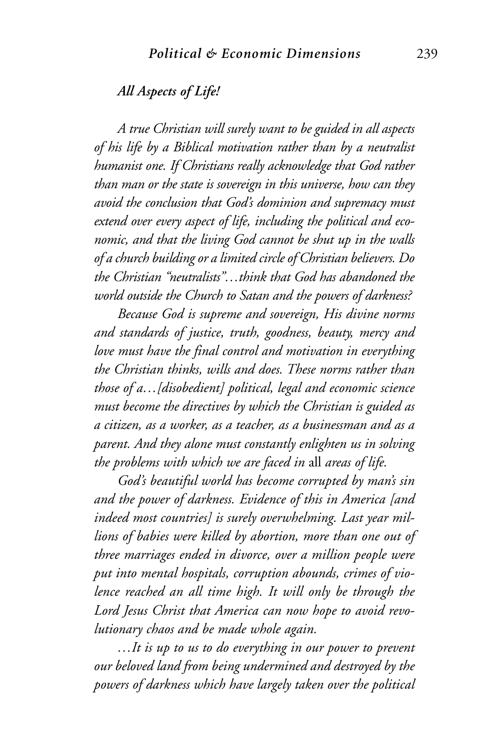### *All Aspects of Life!*

*A true Christian will surely want to be guided in all aspects of his life by a Biblical motivation rather than by a neutralist humanist one. If Christians really acknowledge that God rather than man or the state is sovereign in this universe, how can they avoid the conclusion that God's dominion and supremacy must extend over every aspect of life, including the political and economic, and that the living God cannot be shut up in the walls of a church building or a limited circle of Christian believers. Do the Christian "neutralists"…think that God has abandoned the world outside the Church to Satan and the powers of darkness?*

*Because God is supreme and sovereign, His divine norms and standards of justice, truth, goodness, beauty, mercy and love must have the final control and motivation in everything the Christian thinks, wills and does. These norms rather than those of a…[disobedient] political, legal and economic science must become the directives by which the Christian is guided as a citizen, as a worker, as a teacher, as a businessman and as a parent. And they alone must constantly enlighten us in solving the problems with which we are faced in* all *areas of life.*

*God's beautiful world has become corrupted by man's sin and the power of darkness. Evidence of this in America [and indeed most countries] is surely overwhelming. Last year millions of babies were killed by abortion, more than one out of three marriages ended in divorce, over a million people were put into mental hospitals, corruption abounds, crimes of violence reached an all time high. It will only be through the Lord Jesus Christ that America can now hope to avoid revolutionary chaos and be made whole again.*

*…It is up to us to do everything in our power to prevent our beloved land from being undermined and destroyed by the powers of darkness which have largely taken over the political*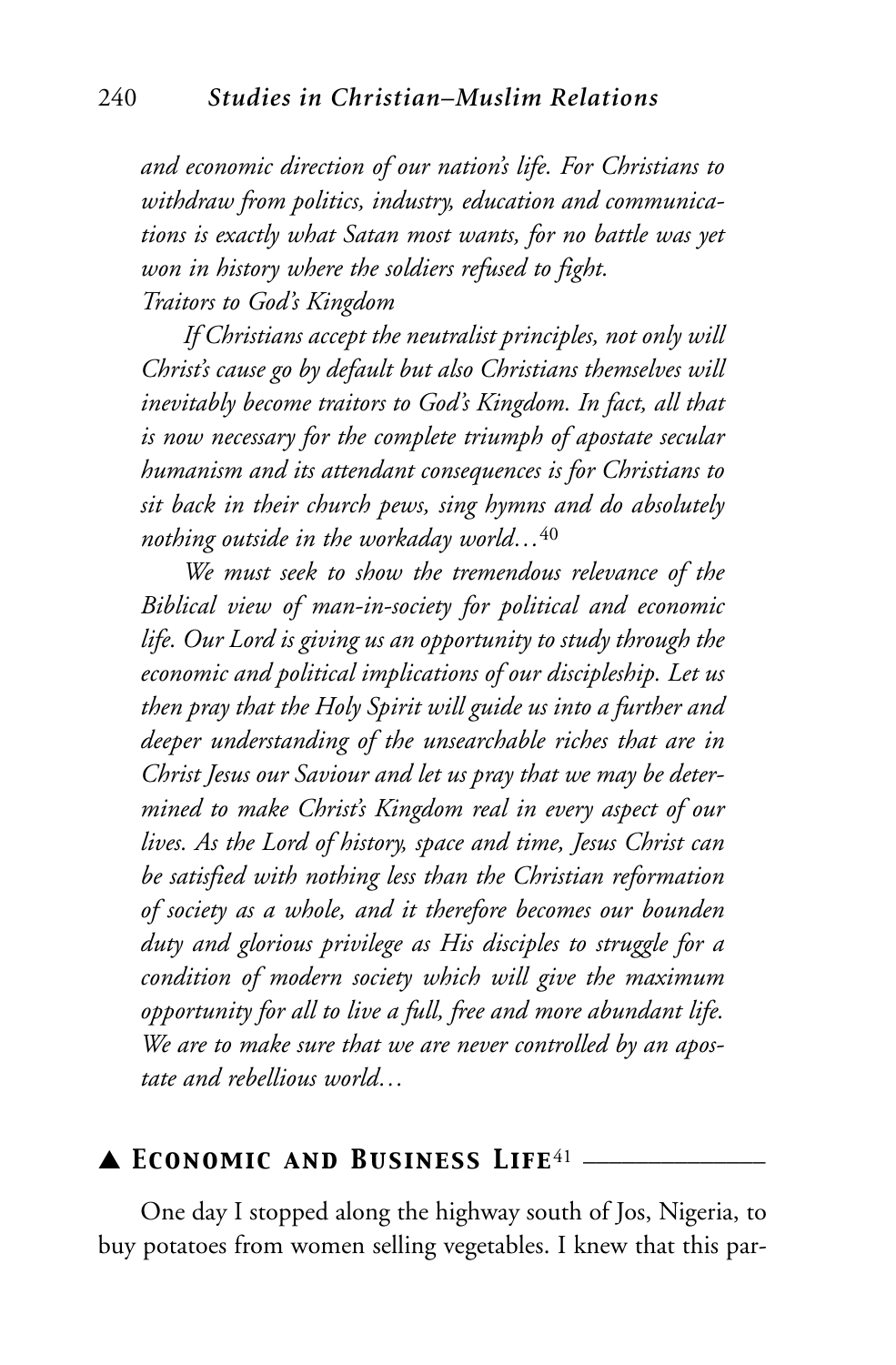*and economic direction of our nation's life. For Christians to withdraw from politics, industry, education and communications is exactly what Satan most wants, for no battle was yet won in history where the soldiers refused to fight.*

*Traitors to God's Kingdom*

*If Christians accept the neutralist principles, not only will Christ's cause go by default but also Christians themselves will inevitably become traitors to God's Kingdom. In fact, all that is now necessary for the complete triumph of apostate secular humanism and its attendant consequences is for Christians to sit back in their church pews, sing hymns and do absolutely nothing outside in the workaday world…*[40]

*We must seek to show the tremendous relevance of the Biblical view of man-in-society for political and economic life. Our Lord is giving us an opportunity to study through the economic and political implications of our discipleship. Let us then pray that the Holy Spirit will guide us into a further and deeper understanding of the unsearchable riches that are in Christ Jesus our Saviour and let us pray that we may be determined to make Christ's Kingdom real in every aspect of our lives. As the Lord of history, space and time, Jesus Christ can be satisfied with nothing less than the Christian reformation of society as a whole, and it therefore becomes our bounden duty and glorious privilege as His disciples to struggle for a condition of modern society which will give the maximum opportunity for all to live a full, free and more abundant life. We are to make sure that we are never controlled by an apostate and rebellious world…*

## ▲ Economic and Business Life[41]

One day I stopped along the highway south of Jos, Nigeria, to buy potatoes from women selling vegetables. I knew that this par-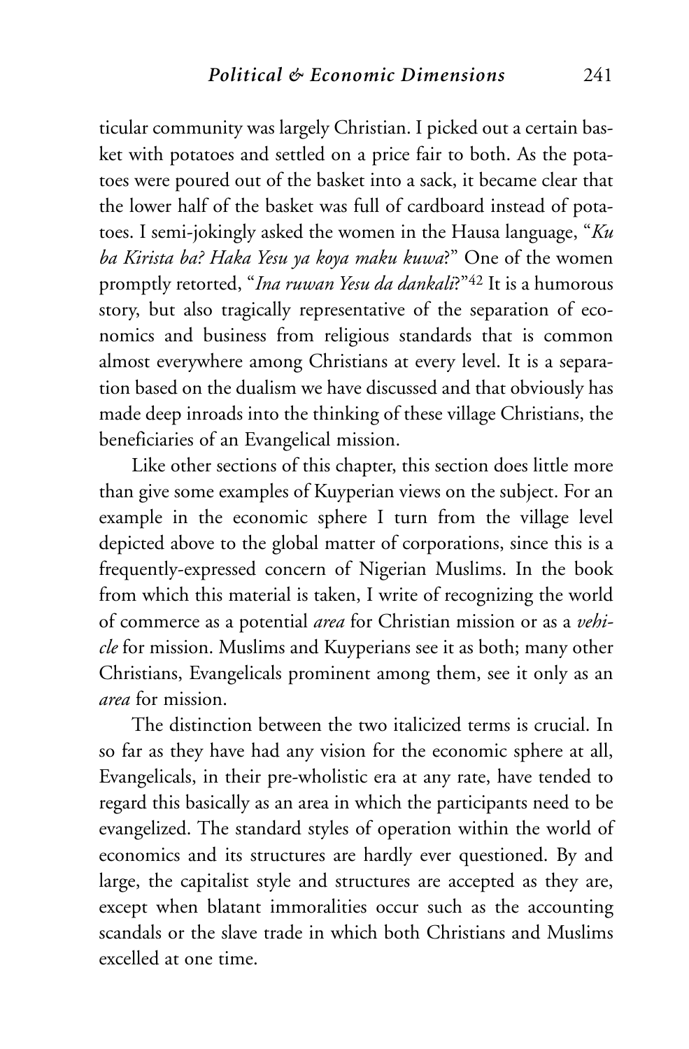ticular community was largely Christian. I picked out a certain basket with potatoes and settled on a price fair to both. As the potatoes were poured out of the basket into a sack, it became clear that the lower half of the basket was full of cardboard instead of potatoes. I semi-jokingly asked the women in the Hausa language, "*Ku ba Kirista ba? Haka Yesu ya koya maku kuwa*?" One of the women promptly retorted, "*Ina ruwan Yesu da dankali*?"[42] It is a humorous story, but also tragically representative of the separation of economics and business from religious standards that is common almost everywhere among Christians at every level. It is a separation based on the dualism we have discussed and that obviously has made deep inroads into the thinking of these village Christians, the beneficiaries of an Evangelical mission.

Like other sections of this chapter, this section does little more than give some examples of Kuyperian views on the subject. For an example in the economic sphere I turn from the village level depicted above to the global matter of corporations, since this is a frequently-expressed concern of Nigerian Muslims. In the book from which this material is taken, I write of recognizing the world of commerce as a potential *area* for Christian mission or as a *vehicle* for mission. Muslims and Kuyperians see it as both; many other Christians, Evangelicals prominent among them, see it only as an *area* for mission.

The distinction between the two italicized terms is crucial. In so far as they have had any vision for the economic sphere at all, Evangelicals, in their pre-wholistic era at any rate, have tended to regard this basically as an area in which the participants need to be evangelized. The standard styles of operation within the world of economics and its structures are hardly ever questioned. By and large, the capitalist style and structures are accepted as they are, except when blatant immoralities occur such as the accounting scandals or the slave trade in which both Christians and Muslims excelled at one time.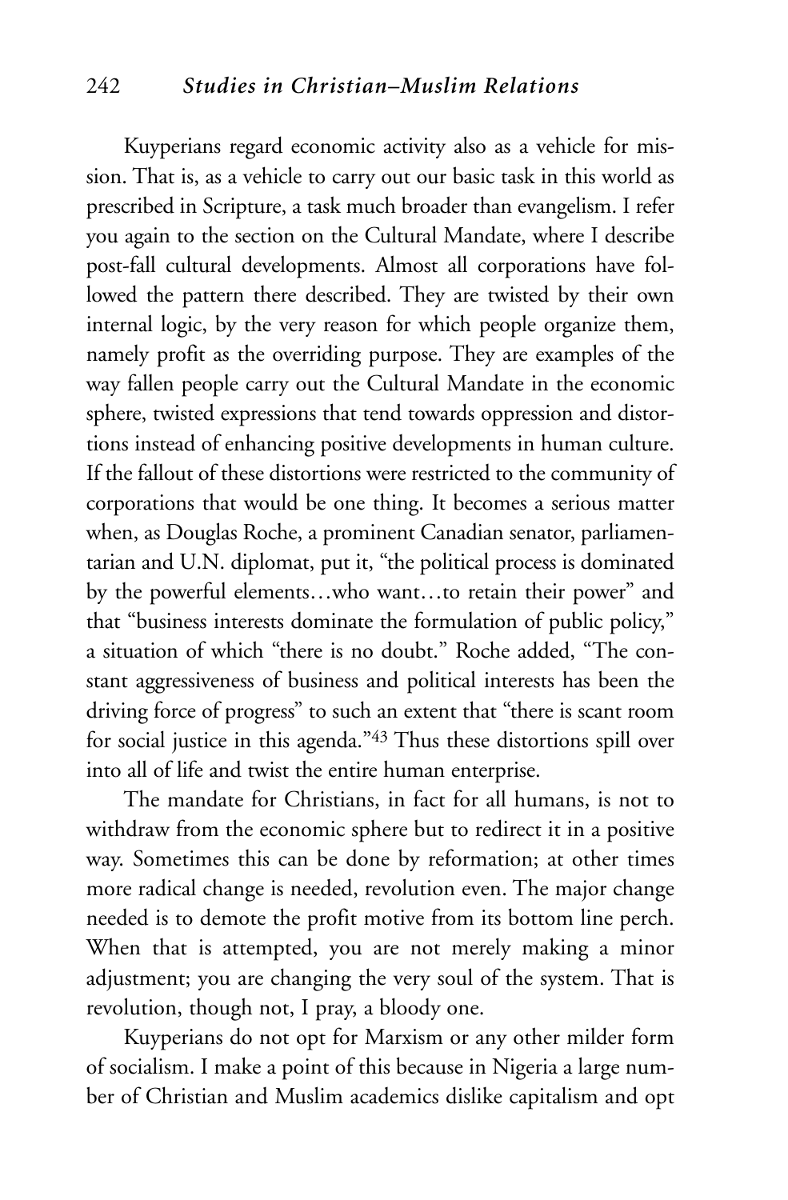Kuyperians regard economic activity also as a vehicle for mission. That is, as a vehicle to carry out our basic task in this world as prescribed in Scripture, a task much broader than evangelism. I refer you again to the section on the Cultural Mandate, where I describe post-fall cultural developments. Almost all corporations have followed the pattern there described. They are twisted by their own internal logic, by the very reason for which people organize them, namely profit as the overriding purpose. They are examples of the way fallen people carry out the Cultural Mandate in the economic sphere, twisted expressions that tend towards oppression and distortions instead of enhancing positive developments in human culture. If the fallout of these distortions were restricted to the community of corporations that would be one thing. It becomes a serious matter when, as Douglas Roche, a prominent Canadian senator, parliamentarian and U.N. diplomat, put it, "the political process is dominated by the powerful elements…who want…to retain their power" and that "business interests dominate the formulation of public policy," a situation of which "there is no doubt." Roche added, "The constant aggressiveness of business and political interests has been the driving force of progress" to such an extent that "there is scant room for social justice in this agenda."[43] Thus these distortions spill over into all of life and twist the entire human enterprise.

The mandate for Christians, in fact for all humans, is not to withdraw from the economic sphere but to redirect it in a positive way. Sometimes this can be done by reformation; at other times more radical change is needed, revolution even. The major change needed is to demote the profit motive from its bottom line perch. When that is attempted, you are not merely making a minor adjustment; you are changing the very soul of the system. That is revolution, though not, I pray, a bloody one.

Kuyperians do not opt for Marxism or any other milder form of socialism. I make a point of this because in Nigeria a large number of Christian and Muslim academics dislike capitalism and opt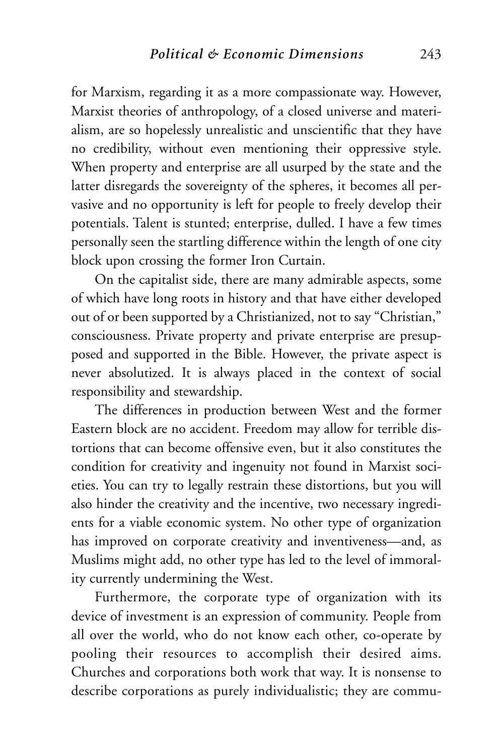for Marxism, regarding it as a more compassionate way. However, Marxist theories of anthropology, of a closed universe and materialism, are so hopelessly unrealistic and unscientific that they have no credibility, without even mentioning their oppressive style. When property and enterprise are all usurped by the state and the latter disregards the sovereignty of the spheres, it becomes all pervasive and no opportunity is left for people to freely develop their potentials. Talent is stunted; enterprise, dulled. I have a few times personally seen the startling difference within the length of one city block upon crossing the former Iron Curtain.

On the capitalist side, there are many admirable aspects, some of which have long roots in history and that have either developed out of or been supported by a Christianized, not to say "Christian," consciousness. Private property and private enterprise are presupposed and supported in the Bible. However, the private aspect is never absolutized. It is always placed in the context of social responsibility and stewardship.

The differences in production between West and the former Eastern block are no accident. Freedom may allow for terrible distortions that can become offensive even, but it also constitutes the condition for creativity and ingenuity not found in Marxist societies. You can try to legally restrain these distortions, but you will also hinder the creativity and the incentive, two necessary ingredients for a viable economic system. No other type of organization has improved on corporate creativity and inventiveness—and, as Muslims might add, no other type has led to the level of immorality currently undermining the West.

Furthermore, the corporate type of organization with its device of investment is an expression of community. People from all over the world, who do not know each other, co-operate by pooling their resources to accomplish their desired aims. Churches and corporations both work that way. It is nonsense to describe corporations as purely individualistic; they are commu-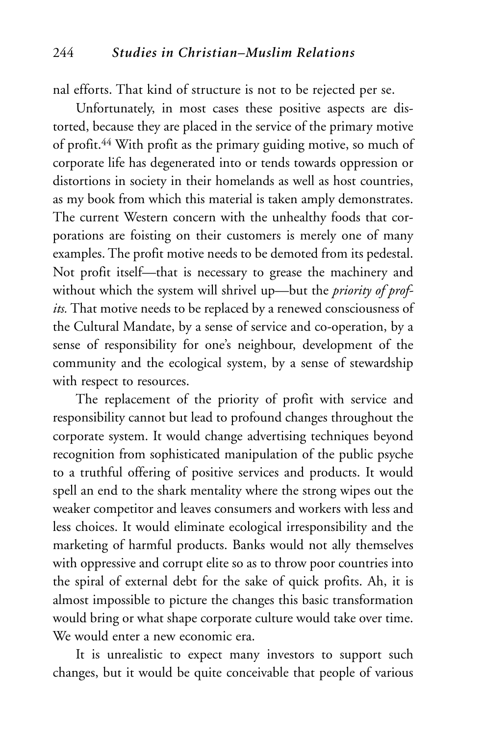nal efforts. That kind of structure is not to be rejected per se.

Unfortunately, in most cases these positive aspects are distorted, because they are placed in the service of the primary motive of profit.[44] With profit as the primary guiding motive, so much of corporate life has degenerated into or tends towards oppression or distortions in society in their homelands as well as host countries, as my book from which this material is taken amply demonstrates. The current Western concern with the unhealthy foods that corporations are foisting on their customers is merely one of many examples. The profit motive needs to be demoted from its pedestal. Not profit itself—that is necessary to grease the machinery and without which the system will shrivel up—but the *priority of profits.* That motive needs to be replaced by a renewed consciousness of the Cultural Mandate, by a sense of service and co-operation, by a sense of responsibility for one's neighbour, development of the community and the ecological system, by a sense of stewardship with respect to resources.

The replacement of the priority of profit with service and responsibility cannot but lead to profound changes throughout the corporate system. It would change advertising techniques beyond recognition from sophisticated manipulation of the public psyche to a truthful offering of positive services and products. It would spell an end to the shark mentality where the strong wipes out the weaker competitor and leaves consumers and workers with less and less choices. It would eliminate ecological irresponsibility and the marketing of harmful products. Banks would not ally themselves with oppressive and corrupt elite so as to throw poor countries into the spiral of external debt for the sake of quick profits. Ah, it is almost impossible to picture the changes this basic transformation would bring or what shape corporate culture would take over time. We would enter a new economic era.

It is unrealistic to expect many investors to support such changes, but it would be quite conceivable that people of various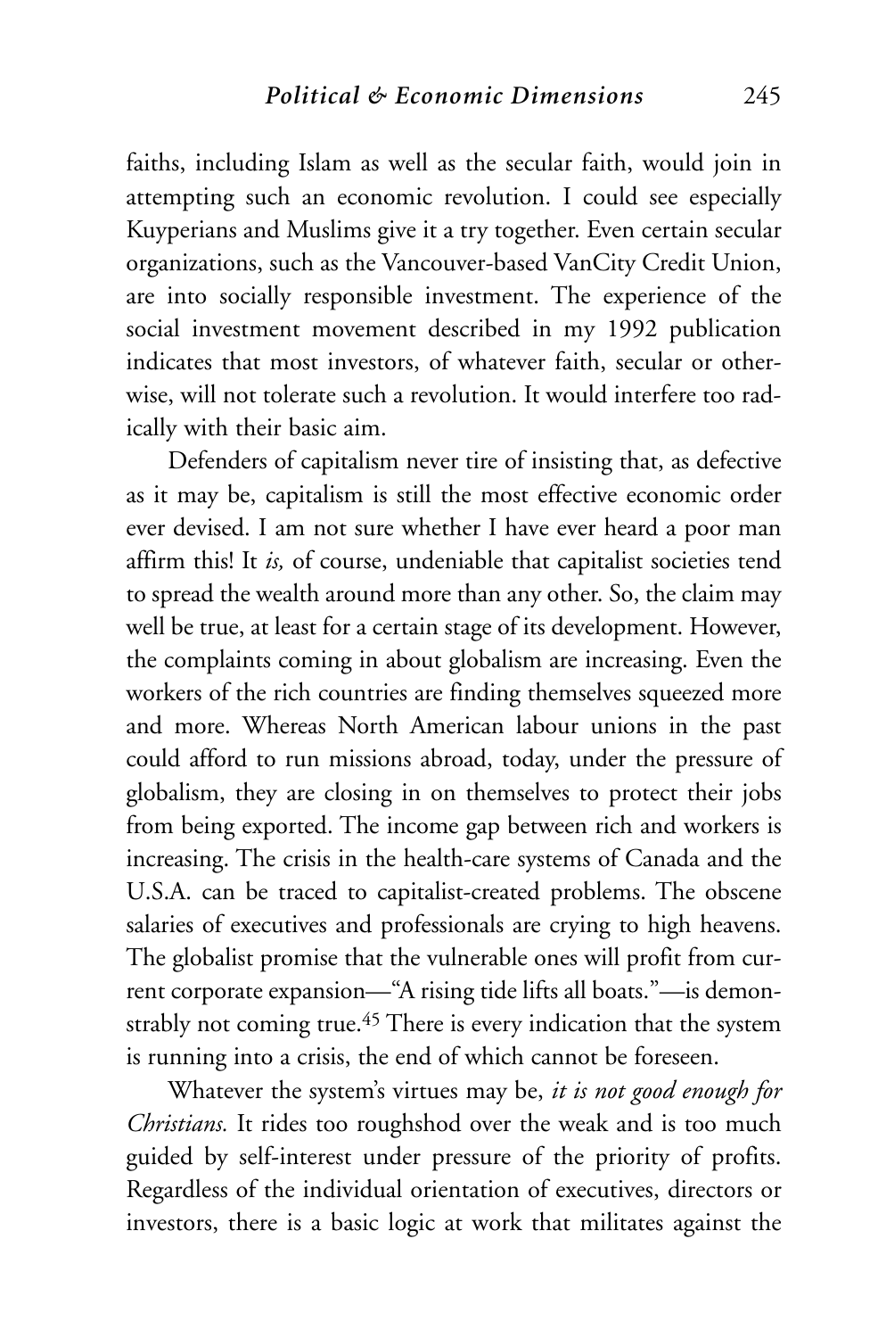faiths, including Islam as well as the secular faith, would join in attempting such an economic revolution. I could see especially Kuyperians and Muslims give it a try together. Even certain secular organizations, such as the Vancouver-based VanCity Credit Union, are into socially responsible investment. The experience of the social investment movement described in my 1992 publication indicates that most investors, of whatever faith, secular or otherwise, will not tolerate such a revolution. It would interfere too radically with their basic aim.

Defenders of capitalism never tire of insisting that, as defective as it may be, capitalism is still the most effective economic order ever devised. I am not sure whether I have ever heard a poor man affirm this! It *is,* of course, undeniable that capitalist societies tend to spread the wealth around more than any other. So, the claim may well be true, at least for a certain stage of its development. However, the complaints coming in about globalism are increasing. Even the workers of the rich countries are finding themselves squeezed more and more. Whereas North American labour unions in the past could afford to run missions abroad, today, under the pressure of globalism, they are closing in on themselves to protect their jobs from being exported. The income gap between rich and workers is increasing. The crisis in the health-care systems of Canada and the U.S.A. can be traced to capitalist-created problems. The obscene salaries of executives and professionals are crying to high heavens. The globalist promise that the vulnerable ones will profit from current corporate expansion—"A rising tide lifts all boats."—is demonstrably not coming true.[45] There is every indication that the system is running into a crisis, the end of which cannot be foreseen.

Whatever the system's virtues may be, *it is not good enough for Christians.* It rides too roughshod over the weak and is too much guided by self-interest under pressure of the priority of profits. Regardless of the individual orientation of executives, directors or investors, there is a basic logic at work that militates against the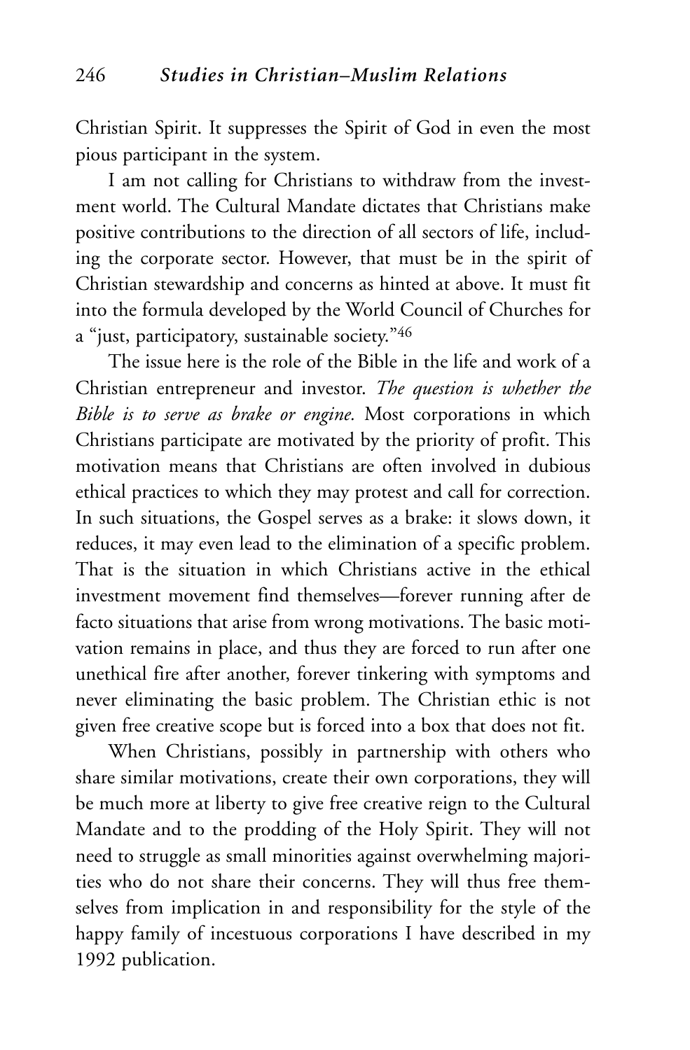Christian Spirit. It suppresses the Spirit of God in even the most pious participant in the system.

I am not calling for Christians to withdraw from the investment world. The Cultural Mandate dictates that Christians make positive contributions to the direction of all sectors of life, including the corporate sector. However, that must be in the spirit of Christian stewardship and concerns as hinted at above. It must fit into the formula developed by the World Council of Churches for a "just, participatory, sustainable society."[46]

The issue here is the role of the Bible in the life and work of a Christian entrepreneur and investor. *The question is whether the Bible is to serve as brake or engine.* Most corporations in which Christians participate are motivated by the priority of profit. This motivation means that Christians are often involved in dubious ethical practices to which they may protest and call for correction. In such situations, the Gospel serves as a brake: it slows down, it reduces, it may even lead to the elimination of a specific problem. That is the situation in which Christians active in the ethical investment movement find themselves—forever running after de facto situations that arise from wrong motivations. The basic motivation remains in place, and thus they are forced to run after one unethical fire after another, forever tinkering with symptoms and never eliminating the basic problem. The Christian ethic is not given free creative scope but is forced into a box that does not fit.

When Christians, possibly in partnership with others who share similar motivations, create their own corporations, they will be much more at liberty to give free creative reign to the Cultural Mandate and to the prodding of the Holy Spirit. They will not need to struggle as small minorities against overwhelming majorities who do not share their concerns. They will thus free themselves from implication in and responsibility for the style of the happy family of incestuous corporations I have described in my 1992 publication.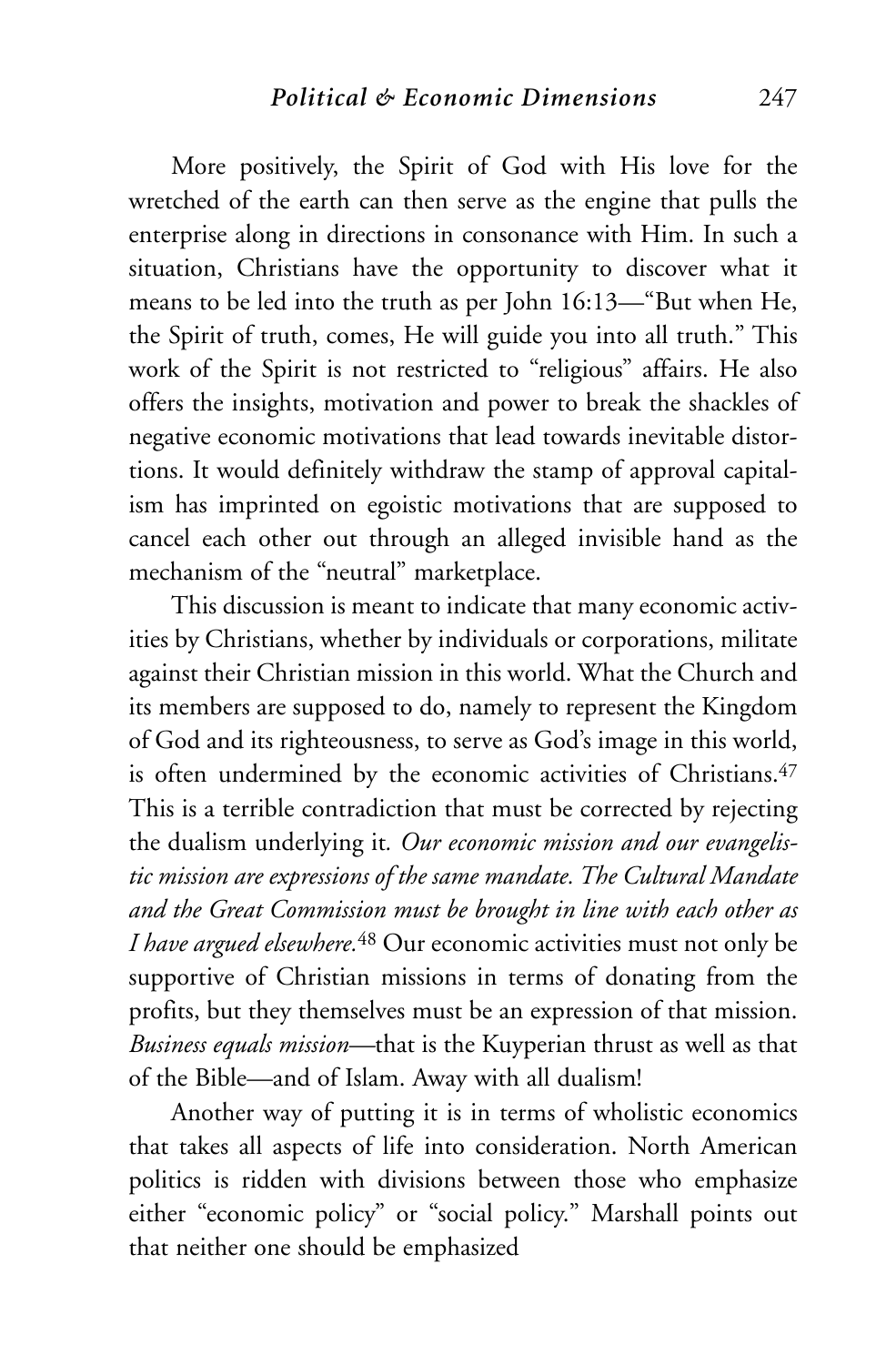More positively, the Spirit of God with His love for the wretched of the earth can then serve as the engine that pulls the enterprise along in directions in consonance with Him. In such a situation, Christians have the opportunity to discover what it means to be led into the truth as per John 16:13—"But when He, the Spirit of truth, comes, He will guide you into all truth." This work of the Spirit is not restricted to "religious" affairs. He also offers the insights, motivation and power to break the shackles of negative economic motivations that lead towards inevitable distortions. It would definitely withdraw the stamp of approval capitalism has imprinted on egoistic motivations that are supposed to cancel each other out through an alleged invisible hand as the mechanism of the "neutral" marketplace.

This discussion is meant to indicate that many economic activities by Christians, whether by individuals or corporations, militate against their Christian mission in this world. What the Church and its members are supposed to do, namely to represent the Kingdom of God and its righteousness, to serve as God's image in this world, is often undermined by the economic activities of Christians.[47] This is a terrible contradiction that must be corrected by rejecting the dualism underlying it. *Our economic mission and our evangelistic mission are expressions of the same mandate. The Cultural Mandate and the Great Commission must be brought in line with each other as I have argued elsewhere.*[48] Our economic activities must not only be supportive of Christian missions in terms of donating from the profits, but they themselves must be an expression of that mission. *Business equals mission*—that is the Kuyperian thrust as well as that of the Bible—and of Islam. Away with all dualism!

Another way of putting it is in terms of wholistic economics that takes all aspects of life into consideration. North American politics is ridden with divisions between those who emphasize either "economic policy" or "social policy." Marshall points out that neither one should be emphasized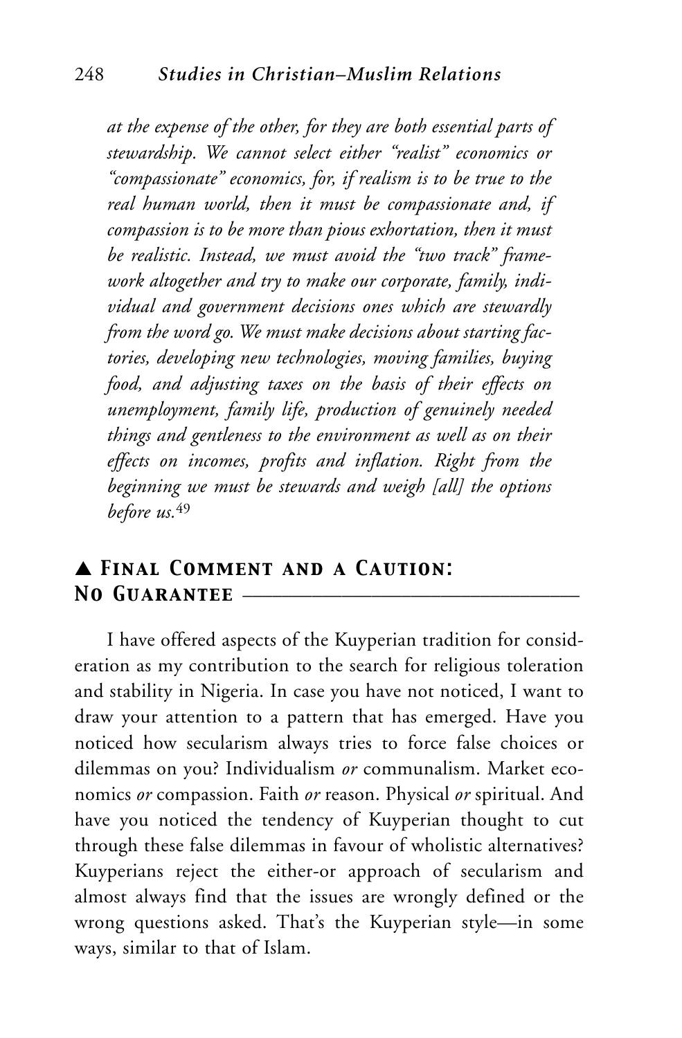*at the expense of the other, for they are both essential parts of stewardship. We cannot select either "realist" economics or "compassionate" economics, for, if realism is to be true to the real human world, then it must be compassionate and, if compassion is to be more than pious exhortation, then it must be realistic. Instead, we must avoid the "two track" framework altogether and try to make our corporate, family, individual and government decisions ones which are stewardly from the word go. We must make decisions about starting factories, developing new technologies, moving families, buying food, and adjusting taxes on the basis of their effects on unemployment, family life, production of genuinely needed things and gentleness to the environment as well as on their effects on incomes, profits and inflation. Right from the beginning we must be stewards and weigh [all] the options before us.*[49]

## ▲ Final Comment and a Caution: No Guarantee

I have offered aspects of the Kuyperian tradition for consideration as my contribution to the search for religious toleration and stability in Nigeria. In case you have not noticed, I want to draw your attention to a pattern that has emerged. Have you noticed how secularism always tries to force false choices or dilemmas on you? Individualism *or* communalism. Market economics *or* compassion. Faith *or* reason. Physical *or* spiritual. And have you noticed the tendency of Kuyperian thought to cut through these false dilemmas in favour of wholistic alternatives? Kuyperians reject the either-or approach of secularism and almost always find that the issues are wrongly defined or the wrong questions asked. That's the Kuyperian style—in some ways, similar to that of Islam.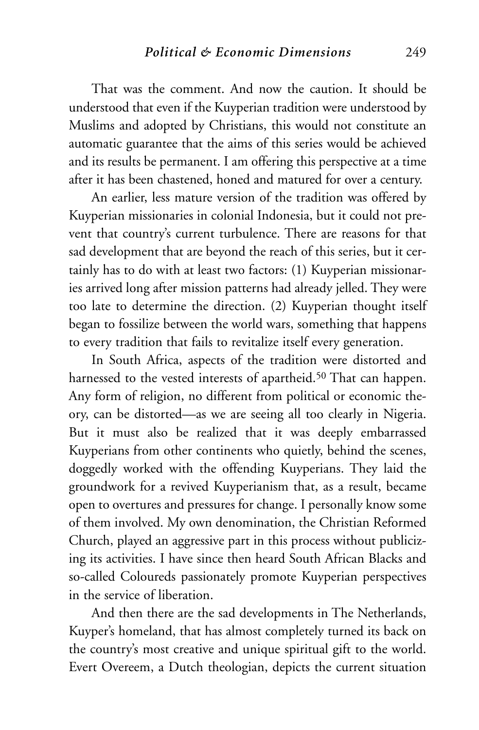That was the comment. And now the caution. It should be understood that even if the Kuyperian tradition were understood by Muslims and adopted by Christians, this would not constitute an automatic guarantee that the aims of this series would be achieved and its results be permanent. I am offering this perspective at a time after it has been chastened, honed and matured for over a century.

An earlier, less mature version of the tradition was offered by Kuyperian missionaries in colonial Indonesia, but it could not prevent that country's current turbulence. There are reasons for that sad development that are beyond the reach of this series, but it certainly has to do with at least two factors: (1) Kuyperian missionaries arrived long after mission patterns had already jelled. They were too late to determine the direction. (2) Kuyperian thought itself began to fossilize between the world wars, something that happens to every tradition that fails to revitalize itself every generation.

In South Africa, aspects of the tradition were distorted and harnessed to the vested interests of apartheid.[50] That can happen. Any form of religion, no different from political or economic theory, can be distorted—as we are seeing all too clearly in Nigeria. But it must also be realized that it was deeply embarrassed Kuyperians from other continents who quietly, behind the scenes, doggedly worked with the offending Kuyperians. They laid the groundwork for a revived Kuyperianism that, as a result, became open to overtures and pressures for change. I personally know some of them involved. My own denomination, the Christian Reformed Church, played an aggressive part in this process without publicizing its activities. I have since then heard South African Blacks and so-called Coloureds passionately promote Kuyperian perspectives in the service of liberation.

And then there are the sad developments in The Netherlands, Kuyper's homeland, that has almost completely turned its back on the country's most creative and unique spiritual gift to the world. Evert Overeem, a Dutch theologian, depicts the current situation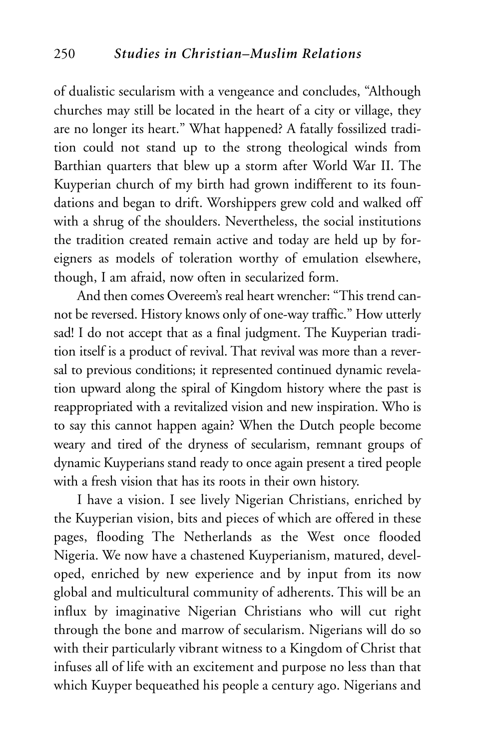of dualistic secularism with a vengeance and concludes, "Although churches may still be located in the heart of a city or village, they are no longer its heart." What happened? A fatally fossilized tradition could not stand up to the strong theological winds from Barthian quarters that blew up a storm after World War II. The Kuyperian church of my birth had grown indifferent to its foundations and began to drift. Worshippers grew cold and walked off with a shrug of the shoulders. Nevertheless, the social institutions the tradition created remain active and today are held up by foreigners as models of toleration worthy of emulation elsewhere, though, I am afraid, now often in secularized form.

And then comes Overeem's real heart wrencher: "This trend cannot be reversed. History knows only of one-way traffic." How utterly sad! I do not accept that as a final judgment. The Kuyperian tradition itself is a product of revival. That revival was more than a reversal to previous conditions; it represented continued dynamic revelation upward along the spiral of Kingdom history where the past is reappropriated with a revitalized vision and new inspiration. Who is to say this cannot happen again? When the Dutch people become weary and tired of the dryness of secularism, remnant groups of dynamic Kuyperians stand ready to once again present a tired people with a fresh vision that has its roots in their own history.

I have a vision. I see lively Nigerian Christians, enriched by the Kuyperian vision, bits and pieces of which are offered in these pages, flooding The Netherlands as the West once flooded Nigeria. We now have a chastened Kuyperianism, matured, developed, enriched by new experience and by input from its now global and multicultural community of adherents. This will be an influx by imaginative Nigerian Christians who will cut right through the bone and marrow of secularism. Nigerians will do so with their particularly vibrant witness to a Kingdom of Christ that infuses all of life with an excitement and purpose no less than that which Kuyper bequeathed his people a century ago. Nigerians and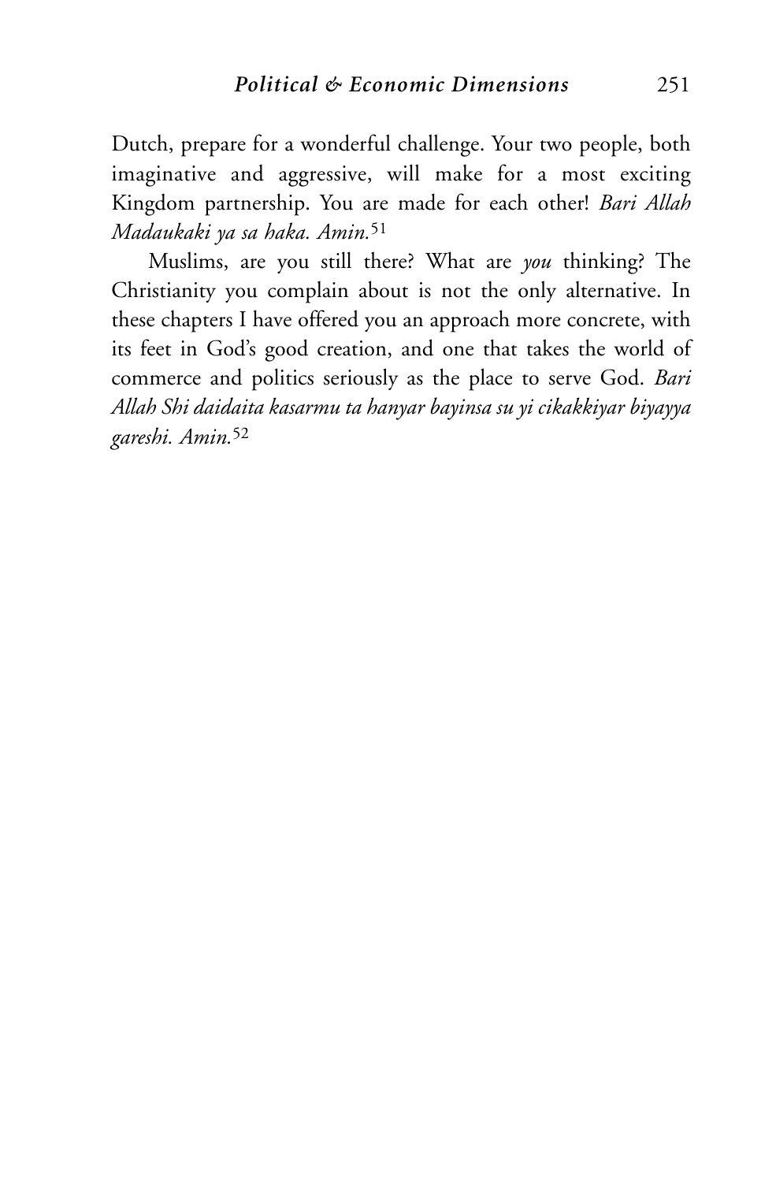Dutch, prepare for a wonderful challenge. Your two people, both imaginative and aggressive, will make for a most exciting Kingdom partnership. You are made for each other! *Bari Allah Madaukaki ya sa haka. Amin.*[51]

Muslims, are you still there? What are *you* thinking? The Christianity you complain about is not the only alternative. In these chapters I have offered you an approach more concrete, with its feet in God's good creation, and one that takes the world of commerce and politics seriously as the place to serve God. *Bari Allah Shi daidaita kasarmu ta hanyar bayinsa su yi cikakkiyar biyayya gareshi. Amin.*[52]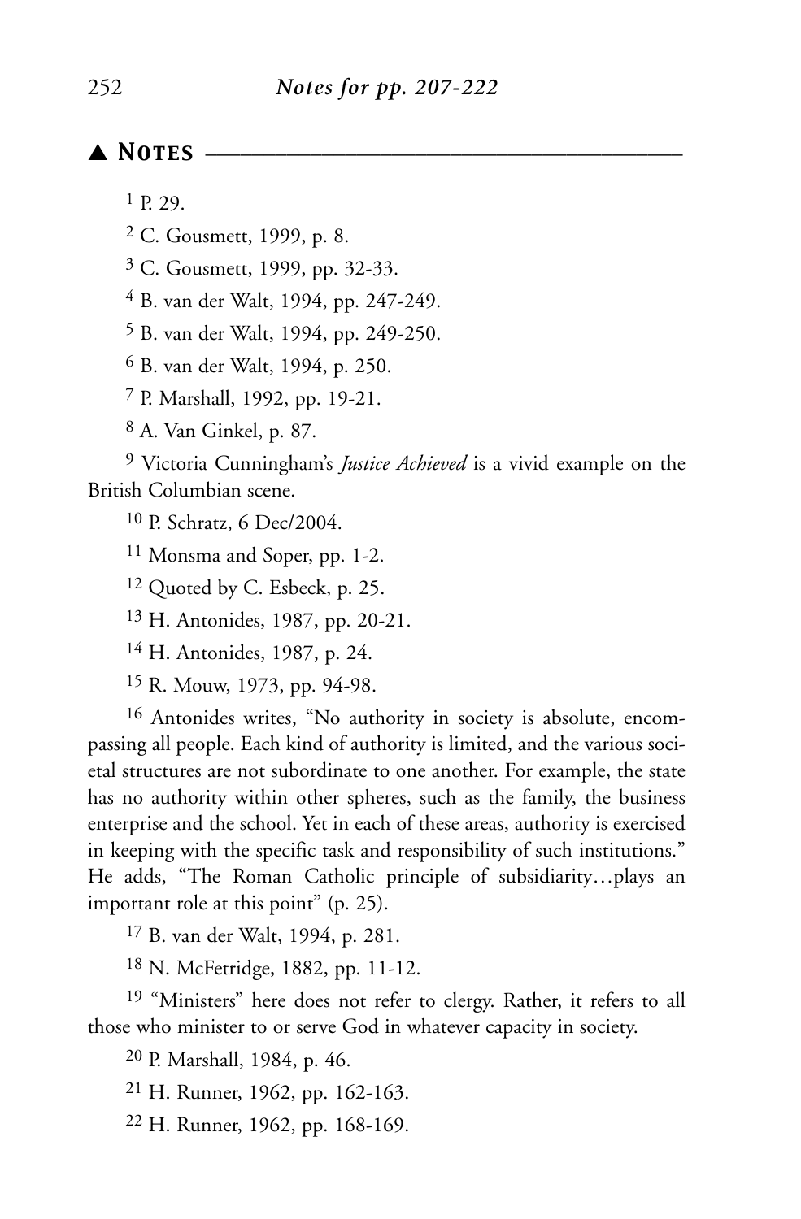## ▲ Notes

[1] P. 29.

[2] C. Gousmett, 1999, p. 8.

[3] C. Gousmett, 1999, pp. 32-33.

[4] B. van der Walt, 1994, pp. 247-249.

[5] B. van der Walt, 1994, pp. 249-250.

[6] B. van der Walt, 1994, p. 250.

[7] P. Marshall, 1992, pp. 19-21.

[8] A. Van Ginkel, p. 87.

[9] Victoria Cunningham's *Justice Achieved* is a vivid example on the British Columbian scene.

[10] P. Schratz, 6 Dec/2004.

[11] Monsma and Soper, pp. 1-2.

[12] Quoted by C. Esbeck, p. 25.

[13] H. Antonides, 1987, pp. 20-21.

[14] H. Antonides, 1987, p. 24.

[15] R. Mouw, 1973, pp. 94-98.

[16] Antonides writes, "No authority in society is absolute, encompassing all people. Each kind of authority is limited, and the various societal structures are not subordinate to one another. For example, the state has no authority within other spheres, such as the family, the business enterprise and the school. Yet in each of these areas, authority is exercised in keeping with the specific task and responsibility of such institutions." He adds, "The Roman Catholic principle of subsidiarity…plays an important role at this point" (p. 25).

[17] B. van der Walt, 1994, p. 281.

[18] N. McFetridge, 1882, pp. 11-12.

[19] "Ministers" here does not refer to clergy. Rather, it refers to all those who minister to or serve God in whatever capacity in society.

[20] P. Marshall, 1984, p. 46.

[21] H. Runner, 1962, pp. 162-163.

[22] H. Runner, 1962, pp. 168-169.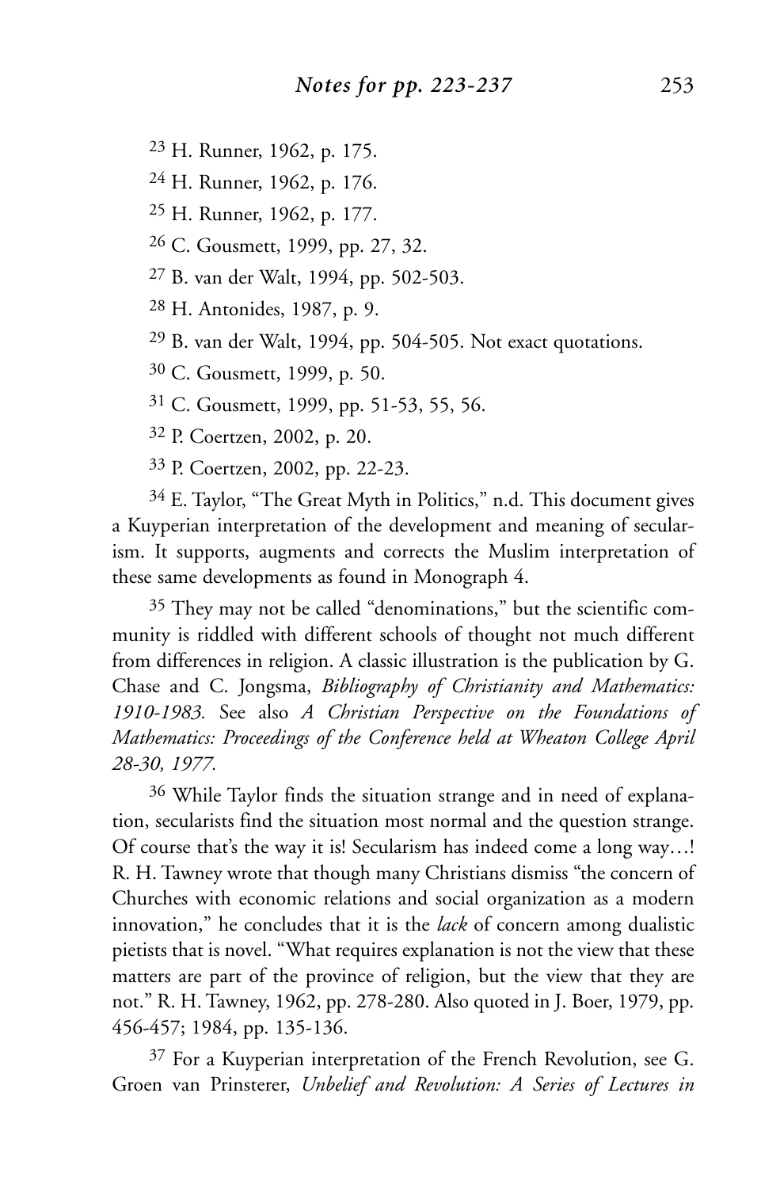[23] H. Runner, 1962, p. 175.

[24] H. Runner, 1962, p. 176.

[25] H. Runner, 1962, p. 177.

[26] C. Gousmett, 1999, pp. 27, 32.

[27] B. van der Walt, 1994, pp. 502-503.

[28] H. Antonides, 1987, p. 9.

[29] B. van der Walt, 1994, pp. 504-505. Not exact quotations.

[30] C. Gousmett, 1999, p. 50.

[31] C. Gousmett, 1999, pp. 51-53, 55, 56.

[32] P. Coertzen, 2002, p. 20.

[33] P. Coertzen, 2002, pp. 22-23.

[34] E. Taylor, "The Great Myth in Politics," n.d. This document gives a Kuyperian interpretation of the development and meaning of secularism. It supports, augments and corrects the Muslim interpretation of these same developments as found in Monograph 4.

[35] They may not be called "denominations," but the scientific community is riddled with different schools of thought not much different from differences in religion. A classic illustration is the publication by G. Chase and C. Jongsma, *Bibliography of Christianity and Mathematics: 1910-1983.* See also *A Christian Perspective on the Foundations of Mathematics: Proceedings of the Conference held at Wheaton College April 28-30, 1977.*

[36] While Taylor finds the situation strange and in need of explanation, secularists find the situation most normal and the question strange. Of course that's the way it is! Secularism has indeed come a long way…! R. H. Tawney wrote that though many Christians dismiss "the concern of Churches with economic relations and social organization as a modern innovation," he concludes that it is the *lack* of concern among dualistic pietists that is novel. "What requires explanation is not the view that these matters are part of the province of religion, but the view that they are not." R. H. Tawney, 1962, pp. 278-280. Also quoted in J. Boer, 1979, pp. 456-457; 1984, pp. 135-136.

[37] For a Kuyperian interpretation of the French Revolution, see G. Groen van Prinsterer, *Unbelief and Revolution: A Series of Lectures in*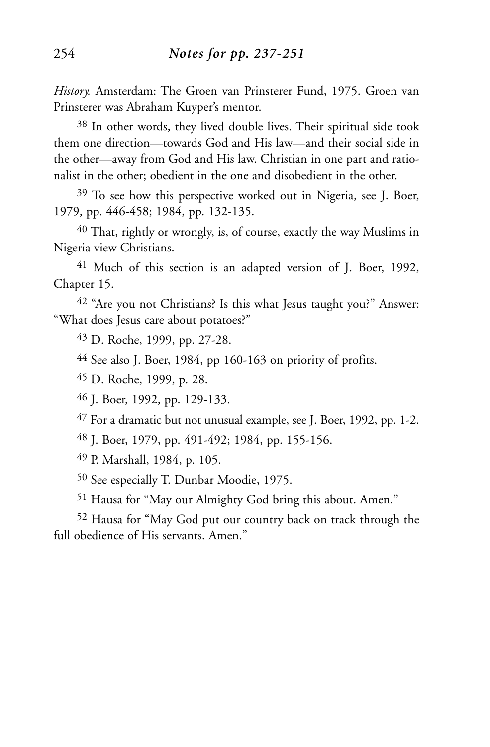*History.* Amsterdam: The Groen van Prinsterer Fund, 1975. Groen van Prinsterer was Abraham Kuyper's mentor.

[38] In other words, they lived double lives. Their spiritual side took them one direction—towards God and His law—and their social side in the other—away from God and His law. Christian in one part and rationalist in the other; obedient in the one and disobedient in the other.

[39] To see how this perspective worked out in Nigeria, see J. Boer, 1979, pp. 446-458; 1984, pp. 132-135.

[40] That, rightly or wrongly, is, of course, exactly the way Muslims in Nigeria view Christians.

[41] Much of this section is an adapted version of J. Boer, 1992, Chapter 15.

[42] "Are you not Christians? Is this what Jesus taught you?" Answer: "What does Jesus care about potatoes?"

[43] D. Roche, 1999, pp. 27-28.

[44] See also J. Boer, 1984, pp 160-163 on priority of profits.

[45] D. Roche, 1999, p. 28.

[46] J. Boer, 1992, pp. 129-133.

[47] For a dramatic but not unusual example, see J. Boer, 1992, pp. 1-2.

[48] J. Boer, 1979, pp. 491-492; 1984, pp. 155-156.

[49] P. Marshall, 1984, p. 105.

[50] See especially T. Dunbar Moodie, 1975.

[51] Hausa for "May our Almighty God bring this about. Amen."

[52] Hausa for "May God put our country back on track through the full obedience of His servants. Amen."